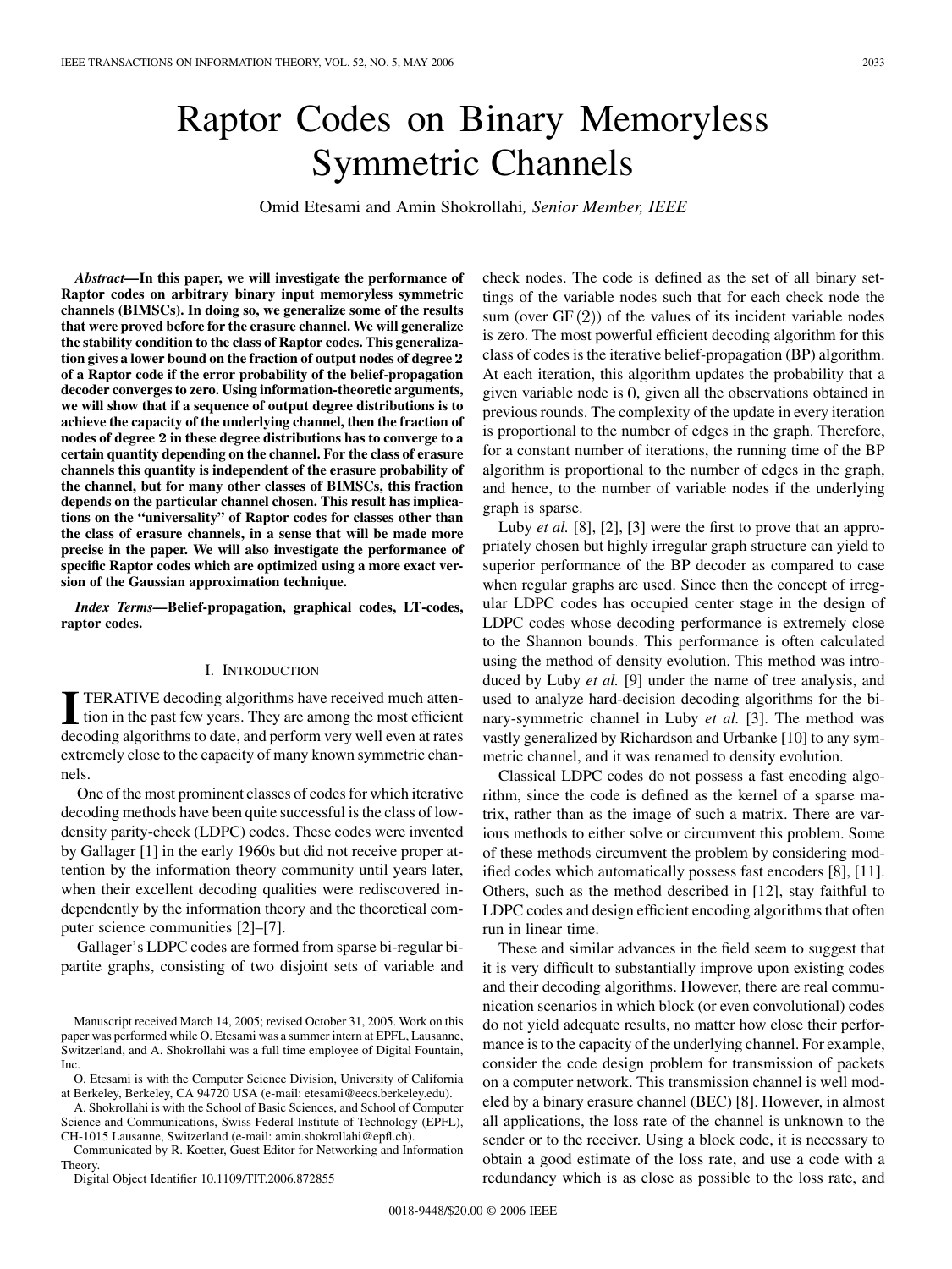# Raptor Codes on Binary Memoryless Symmetric Channels

Omid Etesami and Amin Shokrollahi, *Senior Member, IEEE*

***Abstract*—In this paper, we will investigate the performance of Raptor codes on arbitrary binary input memoryless symmetric channels (BIMSCs). In doing so, we generalize some of the results that were proved before for the erasure channel. We will generalize the stability condition to the class of Raptor codes. This generalization gives a lower bound on the fraction of output nodes of degree 2 of a Raptor code if the error probability of the belief-propagation decoder converges to zero. Using information-theoretic arguments, we will show that if a sequence of output degree distributions is to achieve the capacity of the underlying channel, then the fraction of nodes of degree 2 in these degree distributions has to converge to a certain quantity depending on the channel. For the class of erasure channels this quantity is independent of the erasure probability of the channel, but for many other classes of BIMSCs, this fraction depends on the particular channel chosen. This result has implications on the "universality" of Raptor codes for classes other than the class of erasure channels, in a sense that will be made more precise in the paper. We will also investigate the performance of specific Raptor codes which are optimized using a more exact version of the Gaussian approximation technique.**

***Index Terms*—Belief-propagation, graphical codes, LT-codes, raptor codes.**

## I. Introduction

Iterative decoding algorithms have received much attention in the past few years. They are among the most efficient decoding algorithms to date, and perform very well even at rates extremely close to the capacity of many known symmetric channels.

One of the most prominent classes of codes for which iterative decoding methods have been quite successful is the class of low-density parity-check (LDPC) codes. These codes were invented by Gallager [1] in the early 1960s but did not receive proper attention by the information theory community until years later, when their excellent decoding qualities were rediscovered independently by the information theory and the theoretical computer science communities [2]–[7].

Gallager's LDPC codes are formed from sparse bi-regular bipartite graphs, consisting of two disjoint sets of variable and check nodes. The code is defined as the set of all binary settings of the variable nodes such that for each check node the sum (over $\mathrm{GF}(2)$) of the values of its incident variable nodes is zero. The most powerful efficient decoding algorithm for this class of codes is the iterative belief-propagation (BP) algorithm. At each iteration, this algorithm updates the probability that a given variable node is 0, given all the observations obtained in previous rounds. The complexity of the update in every iteration is proportional to the number of edges in the graph. Therefore, for a constant number of iterations, the running time of the BP algorithm is proportional to the number of edges in the graph, and hence, to the number of variable nodes if the underlying graph is sparse.

Luby *et al.* [8], [2], [3] were the first to prove that an appropriately chosen but highly irregular graph structure can yield to superior performance of the BP decoder as compared to case when regular graphs are used. Since then the concept of irregular LDPC codes has occupied center stage in the design of LDPC codes whose decoding performance is extremely close to the Shannon bounds. This performance is often calculated using the method of density evolution. This method was introduced by Luby *et al.* [9] under the name of tree analysis, and used to analyze hard-decision decoding algorithms for the binary-symmetric channel in Luby *et al.* [3]. The method was vastly generalized by Richardson and Urbanke [10] to any symmetric channel, and it was renamed to density evolution.

Classical LDPC codes do not possess a fast encoding algorithm, since the code is defined as the kernel of a sparse matrix, rather than as the image of such a matrix. There are various methods to either solve or circumvent this problem. Some of these methods circumvent the problem by considering modified codes which automatically possess fast encoders [8], [11]. Others, such as the method described in [12], stay faithful to LDPC codes and design efficient encoding algorithms that often run in linear time.

These and similar advances in the field seem to suggest that it is very difficult to substantially improve upon existing codes and their decoding algorithms. However, there are real communication scenarios in which block (or even convolutional) codes do not yield adequate results, no matter how close their performance is to the capacity of the underlying channel. For example, consider the code design problem for transmission of packets on a computer network. This transmission channel is well modeled by a binary erasure channel (BEC) [8]. However, in almost all applications, the loss rate of the channel is unknown to the sender or to the receiver. Using a block code, it is necessary to obtain a good estimate of the loss rate, and use a code with a redundancy which is as close as possible to the loss rate, and

---

Manuscript received March 14, 2005; revised October 31, 2005. Work on this paper was performed while O. Etesami was a summer intern at EPFL, Lausanne, Switzerland, and A. Shokrollahi was a full time employee of Digital Fountain, Inc.

O. Etesami is with the Computer Science Division, University of California at Berkeley, Berkeley, CA 94720 USA (e-mail: etesami@eecs.berkeley.edu).

A. Shokrollahi is with the School of Basic Sciences, and School of Computer Science and Communications, Swiss Federal Institute of Technology (EPFL), CH-1015 Lausanne, Switzerland (e-mail: amin.shokrollahi@epfl.ch).

Communicated by R. Koetter, Guest Editor for Networking and Information Theory.

Digital Object Identifier 10.1109/TIT.2006.872855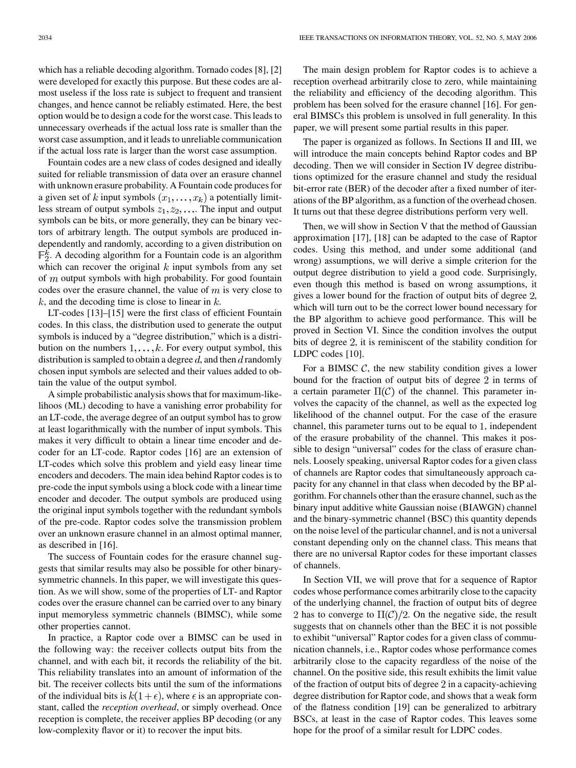which has a reliable decoding algorithm. Tornado codes [8], [2] were developed for exactly this purpose. But these codes are almost useless if the loss rate is subject to frequent and transient changes, and hence cannot be reliably estimated. Here, the best option would be to design a code for the worst case. This leads to unnecessary overheads if the actual loss rate is smaller than the worst case assumption, and it leads to unreliable communication if the actual loss rate is larger than the worst case assumption.

Fountain codes are a new class of codes designed and ideally suited for reliable transmission of data over an erasure channel with unknown erasure probability. A Fountain code produces for a given set of $k$ input symbols $(x_1, \ldots, x_k)$ a potentially limitless stream of output symbols $z_1, z_2, \ldots$. The input and output symbols can be bits, or more generally, they can be binary vectors of arbitrary length. The output symbols are produced independently and randomly, according to a given distribution on $\mathbb{F}_2^k$. A decoding algorithm for a Fountain code is an algorithm which can recover the original $k$ input symbols from any set of $m$ output symbols with high probability. For good fountain codes over the erasure channel, the value of $m$ is very close to $k$, and the decoding time is close to linear in $k$.

LT-codes [13]–[15] were the first class of efficient Fountain codes. In this class, the distribution used to generate the output symbols is induced by a "degree distribution," which is a distribution on the numbers $1, \ldots, k$. For every output symbol, this distribution is sampled to obtain a degree $d$, and then $d$ randomly chosen input symbols are selected and their values added to obtain the value of the output symbol.

A simple probabilistic analysis shows that for maximum-likelihoos (ML) decoding to have a vanishing error probability for an LT-code, the average degree of an output symbol has to grow at least logarithmically with the number of input symbols. This makes it very difficult to obtain a linear time encoder and decoder for an LT-code. Raptor codes [16] are an extension of LT-codes which solve this problem and yield easy linear time encoders and decoders. The main idea behind Raptor codes is to pre-code the input symbols using a block code with a linear time encoder and decoder. The output symbols are produced using the original input symbols together with the redundant symbols of the pre-code. Raptor codes solve the transmission problem over an unknown erasure channel in an almost optimal manner, as described in [16].

The success of Fountain codes for the erasure channel suggests that similar results may also be possible for other binary-symmetric channels. In this paper, we will investigate this question. As we will show, some of the properties of LT- and Raptor codes over the erasure channel can be carried over to any binary input memoryless symmetric channels (BIMSC), while some other properties cannot.

In practice, a Raptor code over a BIMSC can be used in the following way: the receiver collects output bits from the channel, and with each bit, it records the reliability of the bit. This reliability translates into an amount of information of the bit. The receiver collects bits until the sum of the informations of the individual bits is $k(1+\epsilon)$, where $\epsilon$ is an appropriate constant, called the *reception overhead*, or simply overhead. Once reception is complete, the receiver applies BP decoding (or any low-complexity flavor or it) to recover the input bits.

The main design problem for Raptor codes is to achieve a reception overhead arbitrarily close to zero, while maintaining the reliability and efficiency of the decoding algorithm. This problem has been solved for the erasure channel [16]. For general BIMSCs this problem is unsolved in full generality. In this paper, we will present some partial results in this paper.

The paper is organized as follows. In Sections II and III, we will introduce the main concepts behind Raptor codes and BP decoding. Then we will consider in Section IV degree distributions optimized for the erasure channel and study the residual bit-error rate (BER) of the decoder after a fixed number of iterations of the BP algorithm, as a function of the overhead chosen. It turns out that these degree distributions perform very well.

Then, we will show in Section V that the method of Gaussian approximation [17], [18] can be adapted to the case of Raptor codes. Using this method, and under some additional (and wrong) assumptions, we will derive a simple criterion for the output degree distribution to yield a good code. Surprisingly, even though this method is based on wrong assumptions, it gives a lower bound for the fraction of output bits of degree $2$, which will turn out to be the correct lower bound necessary for the BP algorithm to achieve good performance. This will be proved in Section VI. Since the condition involves the output bits of degree $2$, it is reminiscent of the stability condition for LDPC codes [10].

For a BIMSC $\mathcal{C}$, the new stability condition gives a lower bound for the fraction of output bits of degree $2$ in terms of a certain parameter $\Pi(\mathcal{C})$ of the channel. This parameter involves the capacity of the channel, as well as the expected log likelihood of the channel output. For the case of the erasure channel, this parameter turns out to be equal to $1$, independent of the erasure probability of the channel. This makes it possible to design "universal" codes for the class of erasure channels. Loosely speaking, universal Raptor codes for a given class of channels are Raptor codes that simultaneously approach capacity for any channel in that class when decoded by the BP algorithm. For channels other than the erasure channel, such as the binary input additive white Gaussian noise (BIAWGN) channel and the binary-symmetric channel (BSC) this quantity depends on the noise level of the particular channel, and is not a universal constant depending only on the channel class. This means that there are no universal Raptor codes for these important classes of channels.

In Section VII, we will prove that for a sequence of Raptor codes whose performance comes arbitrarily close to the capacity of the underlying channel, the fraction of output bits of degree $2$ has to converge to $\Pi(\mathcal{C})/2$. On the negative side, the result suggests that on channels other than the BEC it is not possible to exhibit "universal" Raptor codes for a given class of communication channels, i.e., Raptor codes whose performance comes arbitrarily close to the capacity regardless of the noise of the channel. On the positive side, this result exhibits the limit value of the fraction of output bits of degree $2$ in a capacity-achieving degree distribution for Raptor code, and shows that a weak form of the flatness condition [19] can be generalized to arbitrary BSCs, at least in the case of Raptor codes. This leaves some hope for the proof of a similar result for LDPC codes.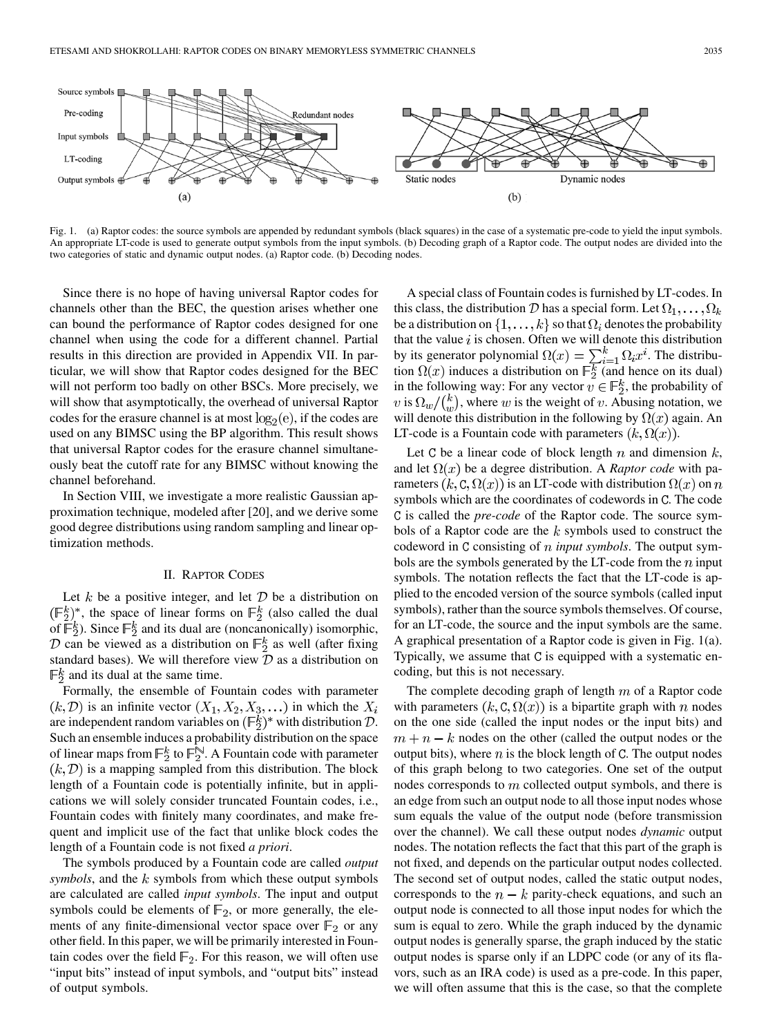Fig. 1. (a) Raptor codes: the source symbols are appended by redundant symbols (black squares) in the case of a systematic pre-code to yield the input symbols. An appropriate LT-code is used to generate output symbols from the input symbols. (b) Decoding graph of a Raptor code. The output nodes are divided into the two categories of static and dynamic output nodes. (a) Raptor code. (b) Decoding nodes.

Since there is no hope of having universal Raptor codes for channels other than the BEC, the question arises whether one can bound the performance of Raptor codes designed for one channel when using the code for a different channel. Partial results in this direction are provided in Appendix VII. In particular, we will show that Raptor codes designed for the BEC will not perform too badly on other BSCs. More precisely, we will show that asymptotically, the overhead of universal Raptor codes for the erasure channel is at most $\log_2(e)$, if the codes are used on any BIMSC using the BP algorithm. This result shows that universal Raptor codes for the erasure channel simultaneously beat the cutoff rate for any BIMSC without knowing the channel beforehand.

In Section VIII, we investigate a more realistic Gaussian approximation technique, modeled after [20], and we derive some good degree distributions using random sampling and linear optimization methods.

## II. Raptor Codes

Let $k$ be a positive integer, and let $\mathcal{D}$ be a distribution on $(\mathbb{F}_2^k)^*$, the space of linear forms on $\mathbb{F}_2^k$ (also called the dual of $\mathbb{F}_2^k$). Since $\mathbb{F}_2^k$ and its dual are (noncanonically) isomorphic, $\mathcal{D}$ can be viewed as a distribution on $\mathbb{F}_2^k$ as well (after fixing standard bases). We will therefore view $\mathcal{D}$ as a distribution on $\mathbb{F}_2^k$ and its dual at the same time.

Formally, the ensemble of Fountain codes with parameter $(k, \mathcal{D})$ is an infinite vector $(X_1, X_2, X_3, \ldots)$ in which the $X_i$ are independent random variables on $(\mathbb{F}_2^k)^*$ with distribution $\mathcal{D}$. Such an ensemble induces a probability distribution on the space of linear maps from $\mathbb{F}_2^k$ to $\mathbb{F}_2^{\mathbb{N}}$. A Fountain code with parameter $(k, \mathcal{D})$ is a mapping sampled from this distribution. The block length of a Fountain code is potentially infinite, but in applications we will solely consider truncated Fountain codes, i.e., Fountain codes with finitely many coordinates, and make frequent and implicit use of the fact that unlike block codes the length of a Fountain code is not fixed *a priori*.

The symbols produced by a Fountain code are called *output symbols*, and the $k$ symbols from which these output symbols are calculated are called *input symbols*. The input and output symbols could be elements of $\mathbb{F}_2$, or more generally, the elements of any finite-dimensional vector space over $\mathbb{F}_2$ or any other field. In this paper, we will be primarily interested in Fountain codes over the field $\mathbb{F}_2$. For this reason, we will often use "input bits" instead of input symbols, and "output bits" instead of output symbols.

A special class of Fountain codes is furnished by LT-codes. In this class, the distribution $\mathcal{D}$ has a special form. Let $\Omega_1, \ldots, \Omega_k$ be a distribution on $\{1, \ldots, k\}$ so that $\Omega_i$ denotes the probability that the value $i$ is chosen. Often we will denote this distribution by its generator polynomial $\Omega(x) = \sum_{i=1}^{k} \Omega_i x^i$. The distribution $\Omega(x)$ induces a distribution on $\mathbb{F}_2^k$ (and hence on its dual) in the following way: For any vector $v \in \mathbb{F}_2^k$, the probability of $v$ is $\Omega_w / \binom{k}{w}$, where $w$ is the weight of $v$. Abusing notation, we will denote this distribution in the following by $\Omega(x)$ again. An LT-code is a Fountain code with parameters $(k, \Omega(x))$.

Let $\mathcal{C}$ be a linear code of block length $n$ and dimension $k$, and let $\Omega(x)$ be a degree distribution. A *Raptor code* with parameters $(k, \mathcal{C}, \Omega(x))$ is an LT-code with distribution $\Omega(x)$ on $n$ symbols which are the coordinates of codewords in $\mathcal{C}$. The code $\mathcal{C}$ is called the *pre-code* of the Raptor code. The source symbols of a Raptor code are the $k$ symbols used to construct the codeword in $\mathcal{C}$ consisting of $n$ *input symbols*. The output symbols are the symbols generated by the LT-code from the $n$ input symbols. The notation reflects the fact that the LT-code is applied to the encoded version of the source symbols (called input symbols), rather than the source symbols themselves. Of course, for an LT-code, the source and the input symbols are the same. A graphical presentation of a Raptor code is given in Fig. 1(a). Typically, we assume that $\mathcal{C}$ is equipped with a systematic encoding, but this is not necessary.

The complete decoding graph of length $m$ of a Raptor code with parameters $(k, \mathcal{C}, \Omega(x))$ is a bipartite graph with $n$ nodes on the one side (called the input nodes or the input bits) and $m + n - k$ nodes on the other (called the output nodes or the output bits), where $n$ is the block length of $\mathcal{C}$. The output nodes of this graph belong to two categories. One set of the output nodes corresponds to $m$ collected output symbols, and there is an edge from such an output node to all those input nodes whose sum equals the value of the output node (before transmission over the channel). We call these output nodes *dynamic* output nodes. The notation reflects the fact that this part of the graph is not fixed, and depends on the particular output nodes collected. The second set of output nodes, called the static output nodes, corresponds to the $n - k$ parity-check equations, and such an output node is connected to all those input nodes for which the sum is equal to zero. While the graph induced by the dynamic output nodes is generally sparse, the graph induced by the static output nodes is sparse only if an LDPC code (or any of its flavors, such as an IRA code) is used as a pre-code. In this paper, we will often assume that this is the case, so that the complete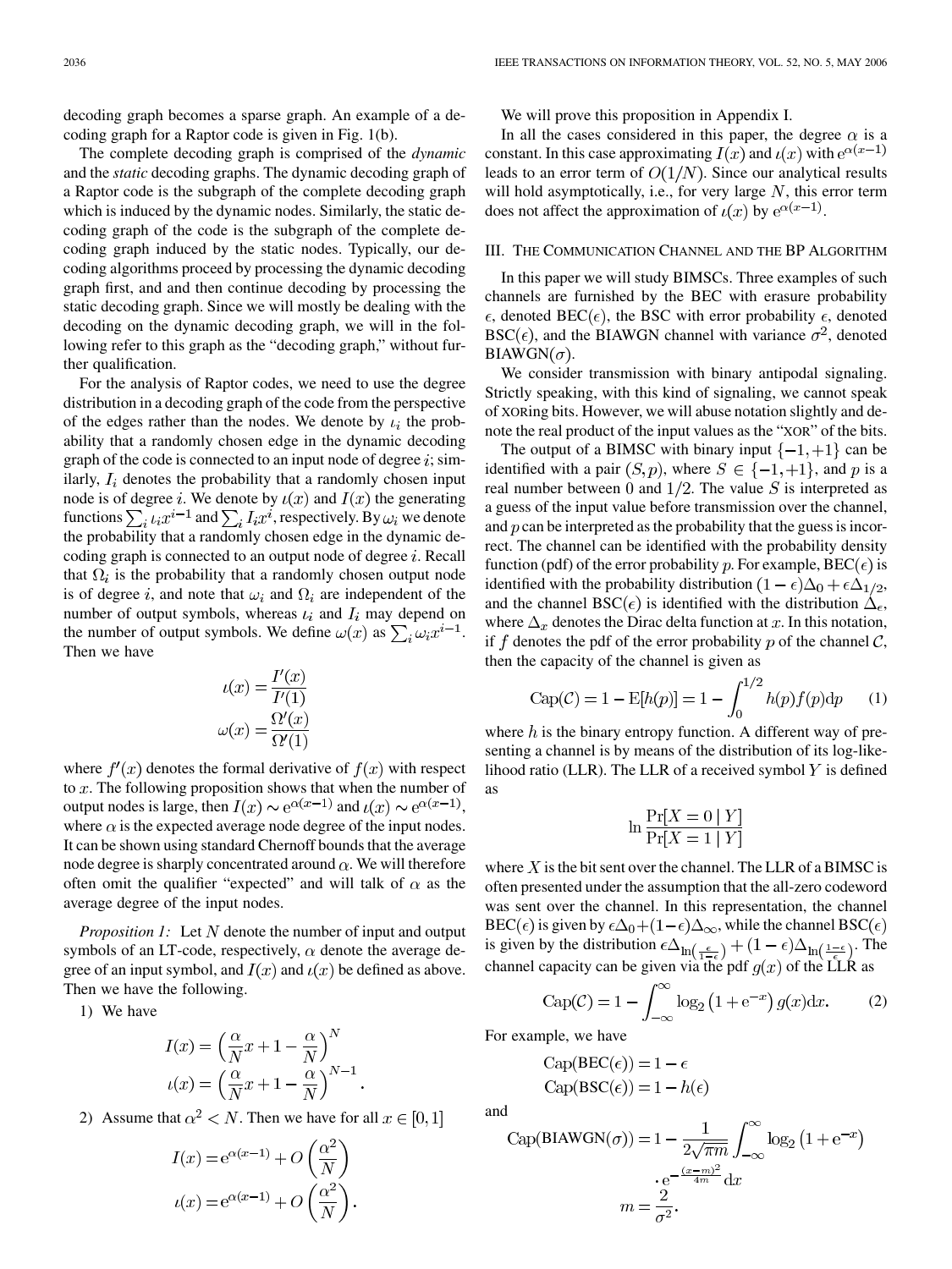decoding graph becomes a sparse graph. An example of a decoding graph for a Raptor code is given in Fig. 1(b).

The complete decoding graph is comprised of the *dynamic* and the *static* decoding graphs. The dynamic decoding graph of a Raptor code is the subgraph of the complete decoding graph which is induced by the dynamic nodes. Similarly, the static decoding graph of the code is the subgraph of the complete decoding graph induced by the static nodes. Typically, our decoding algorithms proceed by processing the dynamic decoding graph first, and and then continue decoding by processing the static decoding graph. Since we will mostly be dealing with the decoding on the dynamic decoding graph, we will in the following refer to this graph as the "decoding graph," without further qualification.

For the analysis of Raptor codes, we need to use the degree distribution in a decoding graph of the code from the perspective of the edges rather than the nodes. We denote by $\iota_i$ the probability that a randomly chosen edge in the dynamic decoding graph of the code is connected to an input node of degree $i$; similarly, $I_i$ denotes the probability that a randomly chosen input node is of degree $i$. We denote by $\iota(x)$ and $I(x)$ the generating functions $\sum_i \iota_i x^{i-1}$ and $\sum_i I_i x^i$, respectively. By $\omega_i$ we denote the probability that a randomly chosen edge in the dynamic decoding graph is connected to an output node of degree $i$. Recall that $\Omega_i$ is the probability that a randomly chosen output node is of degree $i$, and note that $\omega_i$ and $\Omega_i$ are independent of the number of output symbols, whereas $\iota_i$ and $I_i$ may depend on the number of output symbols. We define $\omega(x)$ as $\sum_i \omega_i x^{i-1}$. Then we have

$$\iota(x) = \frac{I'(x)}{I'(1)}$$
$$\omega(x) = \frac{\Omega'(x)}{\Omega'(1)}$$

where $f'(x)$ denotes the formal derivative of $f(x)$ with respect to $x$. The following proposition shows that when the number of output nodes is large, then $I(x) \sim e^{\alpha(x-1)}$ and $\iota(x) \sim e^{\alpha(x-1)}$, where $\alpha$ is the expected average node degree of the input nodes. It can be shown using standard Chernoff bounds that the average node degree is sharply concentrated around $\alpha$. We will therefore often omit the qualifier "expected" and will talk of $\alpha$ as the average degree of the input nodes.

*Proposition 1:* Let $N$ denote the number of input and output symbols of an LT-code, respectively, $\alpha$ denote the average degree of an input symbol, and $I(x)$ and $\iota(x)$ be defined as above. Then we have the following.

1) We have

$$I(x) = \left(\frac{\alpha}{N}x + 1 - \frac{\alpha}{N}\right)^N$$
$$\iota(x) = \left(\frac{\alpha}{N}x + 1 - \frac{\alpha}{N}\right)^{N-1}.$$

2) Assume that $\alpha^2 < N$. Then we have for all $x \in [0, 1]$

$$I(x) = e^{\alpha(x-1)} + O\left(\frac{\alpha^2}{N}\right)$$
$$\iota(x) = e^{\alpha(x-1)} + O\left(\frac{\alpha^2}{N}\right).$$

We will prove this proposition in Appendix I.

In all the cases considered in this paper, the degree $\alpha$ is a constant. In this case approximating $I(x)$ and $\iota(x)$ with $e^{\alpha(x-1)}$ leads to an error term of $O(1/N)$. Since our analytical results will hold asymptotically, i.e., for very large $N$, this error term does not affect the approximation of $\iota(x)$ by $e^{\alpha(x-1)}$.

## III. The Communication Channel and the BP Algorithm

In this paper we will study BIMSCs. Three examples of such channels are furnished by the BEC with erasure probability $\epsilon$, denoted BEC($\epsilon$), the BSC with error probability $\epsilon$, denoted BSC($\epsilon$), and the BIAWGN channel with variance $\sigma^2$, denoted BIAWGN($\sigma$).

We consider transmission with binary antipodal signaling. Strictly speaking, with this kind of signaling, we cannot speak of XORing bits. However, we will abuse notation slightly and denote the real product of the input values as the "XOR" of the bits.

The output of a BIMSC with binary input $\{-1, +1\}$ can be identified with a pair $(S, p)$, where $S \in \{-1, +1\}$, and $p$ is a real number between 0 and $1/2$. The value $S$ is interpreted as a guess of the input value before transmission over the channel, and $p$ can be interpreted as the probability that the guess is incorrect. The channel can be identified with the probability density function (pdf) of the error probability $p$. For example, BEC($\epsilon$) is identified with the probability distribution $(1-\epsilon)\Delta_0 + \epsilon\Delta_{1/2}$, and the channel BSC($\epsilon$) is identified with the distribution $\Delta_\epsilon$, where $\Delta_x$ denotes the Dirac delta function at $x$. In this notation, if $f$ denotes the pdf of the error probability $p$ of the channel $\mathcal{C}$, then the capacity of the channel is given as

$$\mathrm{Cap}(\mathcal{C}) = 1 - \mathrm{E}[h(p)] = 1 - \int_0^{1/2} h(p)f(p)\mathrm{d}p \qquad (1)$$

where $h$ is the binary entropy function. A different way of presenting a channel is by means of the distribution of its log-likelihood ratio (LLR). The LLR of a received symbol $Y$ is defined as

$$\ln \frac{\Pr[X = 0 \mid Y]}{\Pr[X = 1 \mid Y]}$$

where $X$ is the bit sent over the channel. The LLR of a BIMSC is often presented under the assumption that the all-zero codeword was sent over the channel. In this representation, the channel BEC($\epsilon$) is given by $\epsilon\Delta_0 + (1-\epsilon)\Delta_\infty$, while the channel BSC($\epsilon$) is given by the distribution $\epsilon\Delta_{\ln\left(\frac{\epsilon}{1-\epsilon}\right)} + (1-\epsilon)\Delta_{\ln\left(\frac{1-\epsilon}{\epsilon}\right)}$. The channel capacity can be given via the pdf $g(x)$ of the LLR as

$$\mathrm{Cap}(\mathcal{C}) = 1 - \int_{-\infty}^{\infty} \log_2\left(1 + e^{-x}\right) g(x)\mathrm{d}x. \qquad (2)$$

For example, we have

$$\mathrm{Cap}(\mathrm{BEC}(\epsilon)) = 1 - \epsilon$$
$$\mathrm{Cap}(\mathrm{BSC}(\epsilon)) = 1 - h(\epsilon)$$

and

$$\mathrm{Cap}(\mathrm{BIAWGN}(\sigma)) = 1 - \frac{1}{2\sqrt{\pi m}} \int_{-\infty}^{\infty} \log_2\left(1 + e^{-x}\right) \cdot e^{-\frac{(x-m)^2}{4m}} \mathrm{d}x$$
$$m = \frac{2}{\sigma^2}.$$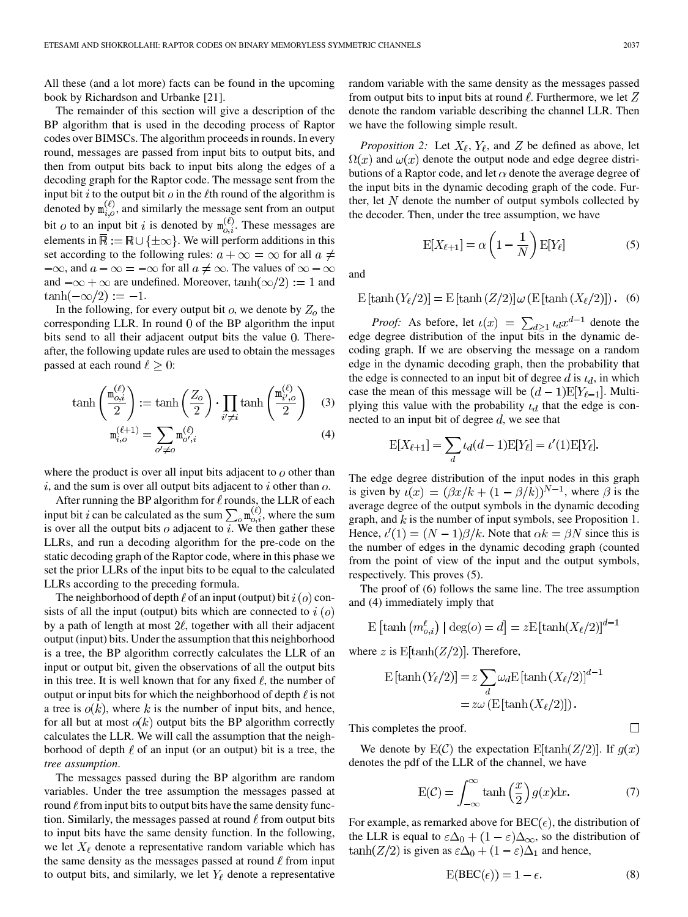All these (and a lot more) facts can be found in the upcoming book by Richardson and Urbanke [21].

The remainder of this section will give a description of the BP algorithm that is used in the decoding process of Raptor codes over BIMSCs. The algorithm proceeds in rounds. In every round, messages are passed from input bits to output bits, and then from output bits back to input bits along the edges of a decoding graph for the Raptor code. The message sent from the input bit $i$ to the output bit $o$ in the $\ell$th round of the algorithm is denoted by $\mathtt{m}_{i,o}^{(\ell)}$, and similarly the message sent from an output bit $o$ to an input bit $i$ is denoted by $\mathtt{m}_{o,i}^{(\ell)}$. These messages are elements in $\overline{\mathbb{R}} := \mathbb{R} \cup \{\pm\infty\}$. We will perform additions in this set according to the following rules: $a + \infty = \infty$ for all $a \neq -\infty$, and $a - \infty = -\infty$ for all $a \neq \infty$. The values of $\infty - \infty$ and $-\infty + \infty$ are undefined. Moreover, $\tanh(\infty/2) := 1$ and $\tanh(-\infty/2) := -1$.

In the following, for every output bit $o$, we denote by $Z_o$ the corresponding LLR. In round 0 of the BP algorithm the input bits send to all their adjacent output bits the value 0. Thereafter, the following update rules are used to obtain the messages passed at each round $\ell \geq 0$:

$$\tanh\left(\frac{\mathtt{m}_{o,i}^{(\ell)}}{2}\right) := \tanh\left(\frac{Z_o}{2}\right) \cdot \prod_{i' \neq i} \tanh\left(\frac{\mathtt{m}_{i',o}^{(\ell)}}{2}\right) \tag{3}$$

$$\mathtt{m}_{i,o}^{(\ell+1)} = \sum_{o' \neq o} \mathtt{m}_{o',i}^{(\ell)} \tag{4}$$

where the product is over all input bits adjacent to $o$ other than $i$, and the sum is over all output bits adjacent to $i$ other than $o$.

After running the BP algorithm for $\ell$ rounds, the LLR of each input bit $i$ can be calculated as the sum $\sum_o \mathtt{m}_{o,i}^{(\ell)}$, where the sum is over all the output bits $o$ adjacent to $i$. We then gather these LLRs, and run a decoding algorithm for the pre-code on the static decoding graph of the Raptor code, where in this phase we set the prior LLRs of the input bits to be equal to the calculated LLRs according to the preceding formula.

The neighborhood of depth $\ell$ of an input (output) bit $i$ ($o$) consists of all the input (output) bits which are connected to $i$ ($o$) by a path of length at most $2\ell$, together with all their adjacent output (input) bits. Under the assumption that this neighborhood is a tree, the BP algorithm correctly calculates the LLR of an input or output bit, given the observations of all the output bits in this tree. It is well known that for any fixed $\ell$, the number of output or input bits for which the neighborhood of depth $\ell$ is not a tree is $o(k)$, where $k$ is the number of input bits, and hence, for all but at most $o(k)$ output bits the BP algorithm correctly calculates the LLR. We will call the assumption that the neighborhood of depth $\ell$ of an input (or an output) bit is a tree, the *tree assumption*.

The messages passed during the BP algorithm are random variables. Under the tree assumption the messages passed at round $\ell$ from input bits to output bits have the same density function. Similarly, the messages passed at round $\ell$ from output bits to input bits have the same density function. In the following, we let $X_\ell$ denote a representative random variable which has the same density as the messages passed at round $\ell$ from input to output bits, and similarly, we let $Y_\ell$ denote a representative random variable with the same density as the messages passed from output bits to input bits at round $\ell$. Furthermore, we let $Z$ denote the random variable describing the channel LLR. Then we have the following simple result.

*Proposition 2:* Let $X_\ell$, $Y_\ell$, and $Z$ be defined as above, let $\Omega(x)$ and $\omega(x)$ denote the output node and edge degree distributions of a Raptor code, and let $\alpha$ denote the average degree of the input bits in the dynamic decoding graph of the code. Further, let $N$ denote the number of output symbols collected by the decoder. Then, under the tree assumption, we have

$$\mathrm{E}[X_{\ell+1}] = \alpha\left(1 - \frac{1}{N}\right)\mathrm{E}[Y_\ell] \tag{5}$$

and

$$\mathrm{E}\left[\tanh\left(Y_\ell/2\right)\right] = \mathrm{E}\left[\tanh\left(Z/2\right)\right]\omega\left(\mathrm{E}\left[\tanh\left(X_\ell/2\right)\right]\right). \tag{6}$$

*Proof:* As before, let $\iota(x) = \sum_{d \geq 1} \iota_d x^{d-1}$ denote the edge degree distribution of the input bits in the dynamic decoding graph. If we are observing the message on a random edge in the dynamic decoding graph, then the probability that the edge is connected to an input bit of degree $d$ is $\iota_d$, in which case the mean of this message will be $(d-1)\mathrm{E}[Y_{\ell-1}]$. Multiplying this value with the probability $\iota_d$ that the edge is connected to an input bit of degree $d$, we see that

$$\mathrm{E}[X_{\ell+1}] = \sum_d \iota_d (d-1)\mathrm{E}[Y_\ell] = \iota'(1)\mathrm{E}[Y_\ell].$$

The edge degree distribution of the input nodes in this graph is given by $\iota(x) = (\beta x/k + (1 - \beta/k))^{N-1}$, where $\beta$ is the average degree of the output symbols in the dynamic decoding graph, and $k$ is the number of input symbols, see Proposition 1. Hence, $\iota'(1) = (N-1)\beta/k$. Note that $\alpha k = \beta N$ since this is the number of edges in the dynamic decoding graph (counted from the point of view of the input and the output symbols, respectively. This proves (5).

The proof of (6) follows the same line. The tree assumption and (4) immediately imply that

$$\mathrm{E}\left[\tanh\left(m_{o,i}^{\ell}\right) \mid \deg(o) = d\right] = z\mathrm{E}\left[\tanh(X_\ell/2)\right]^{d-1}$$

where $z$ is $\mathrm{E}[\tanh(Z/2)]$. Therefore,

$$\begin{aligned}\mathrm{E}\left[\tanh\left(Y_\ell/2\right)\right] &= z\sum_d \omega_d \mathrm{E}\left[\tanh\left(X_\ell/2\right)\right]^{d-1} \\ &= z\omega\left(\mathrm{E}\left[\tanh\left(X_\ell/2\right)\right]\right).\end{aligned}$$

This completes the proof. $\square$

We denote by $\mathrm{E}(\mathcal{C})$ the expectation $\mathrm{E}[\tanh(Z/2)]$. If $g(x)$ denotes the pdf of the LLR of the channel, we have

$$\mathrm{E}(\mathcal{C}) = \int_{-\infty}^{\infty} \tanh\left(\frac{x}{2}\right) g(x)\mathrm{d}x. \tag{7}$$

For example, as remarked above for $\mathrm{BEC}(\epsilon)$, the distribution of the LLR is equal to $\varepsilon\Delta_0 + (1-\varepsilon)\Delta_\infty$, so the distribution of $\tanh(Z/2)$ is given as $\varepsilon\Delta_0 + (1-\varepsilon)\Delta_1$ and hence,

$$\mathrm{E}(\mathrm{BEC}(\epsilon)) = 1 - \epsilon. \tag{8}$$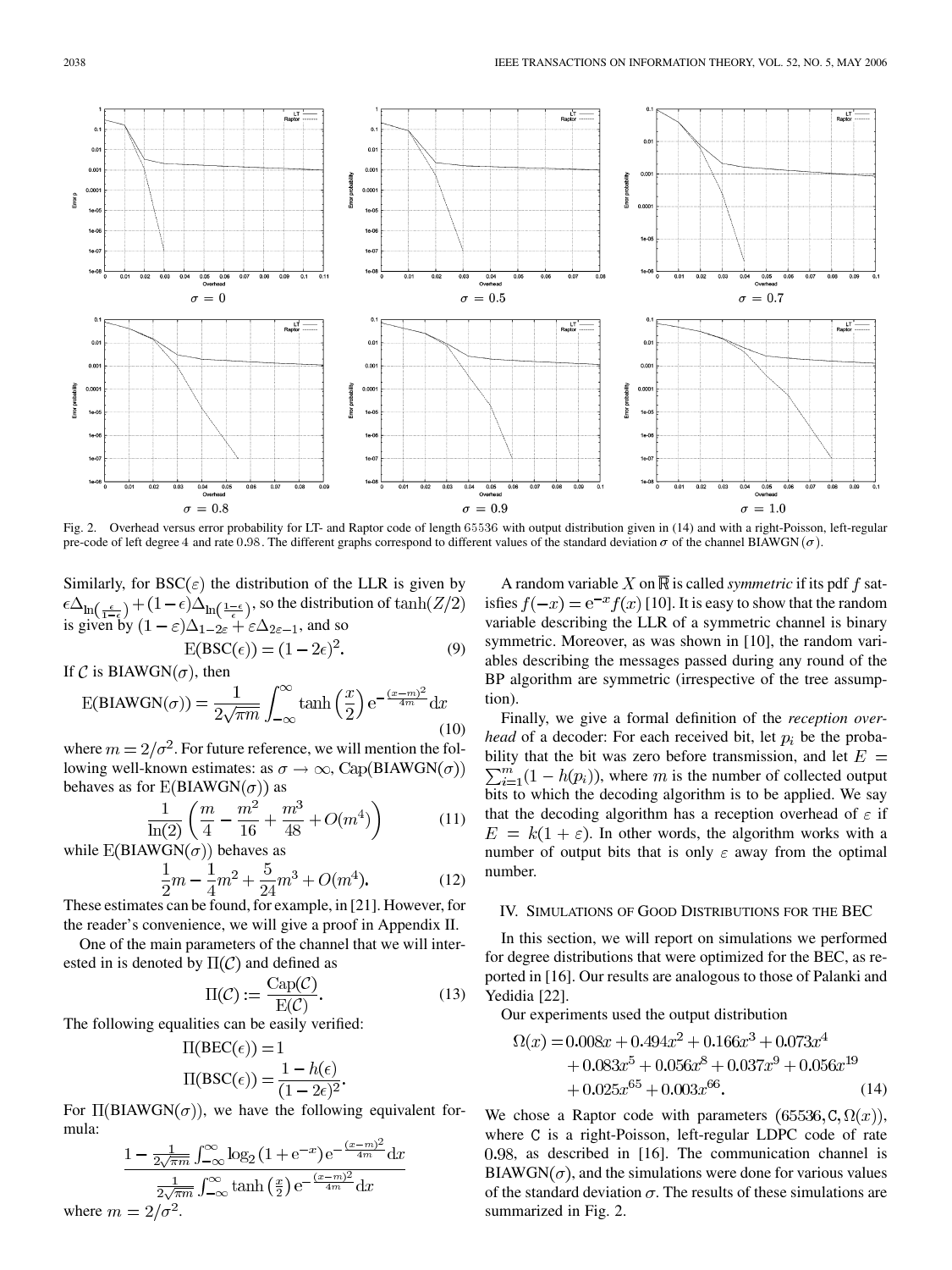Fig. 2. Overhead versus error probability for LT- and Raptor code of length 65536 with output distribution given in (14) and with a right-Poisson, left-regular pre-code of left degree 4 and rate 0.98. The different graphs correspond to different values of the standard deviation $\sigma$ of the channel BIAWGN ($\sigma$).

Similarly, for BSC($\varepsilon$) the distribution of the LLR is given by $\epsilon\Delta_{\ln\left(\frac{\epsilon}{1-\epsilon}\right)} + (1-\epsilon)\Delta_{\ln\left(\frac{1-\epsilon}{\epsilon}\right)}$, so the distribution of $\tanh(Z/2)$ is given by $(1-\varepsilon)\Delta_{1-2\varepsilon} + \varepsilon\Delta_{2\varepsilon-1}$, and so

$$\mathrm{E}(\mathrm{BSC}(\epsilon)) = (1-2\epsilon)^2. \tag{9}$$

If $\mathcal{C}$ is BIAWGN($\sigma$), then

$$\mathrm{E}(\mathrm{BIAWGN}(\sigma)) = \frac{1}{2\sqrt{\pi m}} \int_{-\infty}^{\infty} \tanh\left(\frac{x}{2}\right) \mathrm{e}^{-\frac{(x-m)^2}{4m}} \mathrm{d}x \tag{10}$$

where $m = 2/\sigma^2$. For future reference, we will mention the following well-known estimates: as $\sigma \to \infty$, Cap(BIAWGN($\sigma$)) behaves as for E(BIAWGN($\sigma$)) as

$$\frac{1}{\ln(2)}\left(\frac{m}{4} - \frac{m^2}{16} + \frac{m^3}{48} + O(m^4)\right) \tag{11}$$

while E(BIAWGN($\sigma$)) behaves as

$$\frac{1}{2}m - \frac{1}{4}m^2 + \frac{5}{24}m^3 + O(m^4). \tag{12}$$

These estimates can be found, for example, in [21]. However, for the reader's convenience, we will give a proof in Appendix II.

One of the main parameters of the channel that we will interested in is denoted by $\Pi(\mathcal{C})$ and defined as

$$\Pi(\mathcal{C}) := \frac{\mathrm{Cap}(\mathcal{C})}{\mathrm{E}(\mathcal{C})}. \tag{13}$$

The following equalities can be easily verified:

$$\Pi(\mathrm{BEC}(\epsilon)) = 1$$

$$\Pi(\mathrm{BSC}(\epsilon)) = \frac{1-h(\epsilon)}{(1-2\epsilon)^2}.$$

For $\Pi$(BIAWGN($\sigma$)), we have the following equivalent formula:

$$\frac{1 - \frac{1}{2\sqrt{\pi m}}\int_{-\infty}^{\infty} \log_2\left(1+\mathrm{e}^{-x}\right) \mathrm{e}^{-\frac{(x-m)^2}{4m}} \mathrm{d}x}{\frac{1}{2\sqrt{\pi m}}\int_{-\infty}^{\infty} \tanh\left(\frac{x}{2}\right) \mathrm{e}^{-\frac{(x-m)^2}{4m}} \mathrm{d}x}$$

where $m = 2/\sigma^2$.

A random variable $X$ on $\overline{\mathbb{R}}$ is called *symmetric* if its pdf $f$ satisfies $f(-x) = \mathrm{e}^{-x} f(x)$ [10]. It is easy to show that the random variable describing the LLR of a symmetric channel is binary symmetric. Moreover, as was shown in [10], the random variables describing the messages passed during any round of the BP algorithm are symmetric (irrespective of the tree assumption).

Finally, we give a formal definition of the *reception overhead* of a decoder: For each received bit, let $p_i$ be the probability that the bit was zero before transmission, and let $E = \sum_{i=1}^{m}(1-h(p_i))$, where $m$ is the number of collected output bits to which the decoding algorithm is to be applied. We say that the decoding algorithm has a reception overhead of $\varepsilon$ if $E = k(1+\varepsilon)$. In other words, the algorithm works with a number of output bits that is only $\varepsilon$ away from the optimal number.

## IV. Simulations of Good Distributions for the BEC

In this section, we will report on simulations we performed for degree distributions that were optimized for the BEC, as reported in [16]. Our results are analogous to those of Palanki and Yedidia [22].

Our experiments used the output distribution

$$\begin{aligned}\Omega(x) = &0.008x + 0.494x^2 + 0.166x^3 + 0.073x^4 \\ &+ 0.083x^5 + 0.056x^8 + 0.037x^9 + 0.056x^{19} \\ &+ 0.025x^{65} + 0.003x^{66}.\end{aligned} \tag{14}$$

We chose a Raptor code with parameters $(65536, \mathtt{C}, \Omega(x))$, where $\mathtt{C}$ is a right-Poisson, left-regular LDPC code of rate 0.98, as described in [16]. The communication channel is BIAWGN($\sigma$), and the simulations were done for various values of the standard deviation $\sigma$. The results of these simulations are summarized in Fig. 2.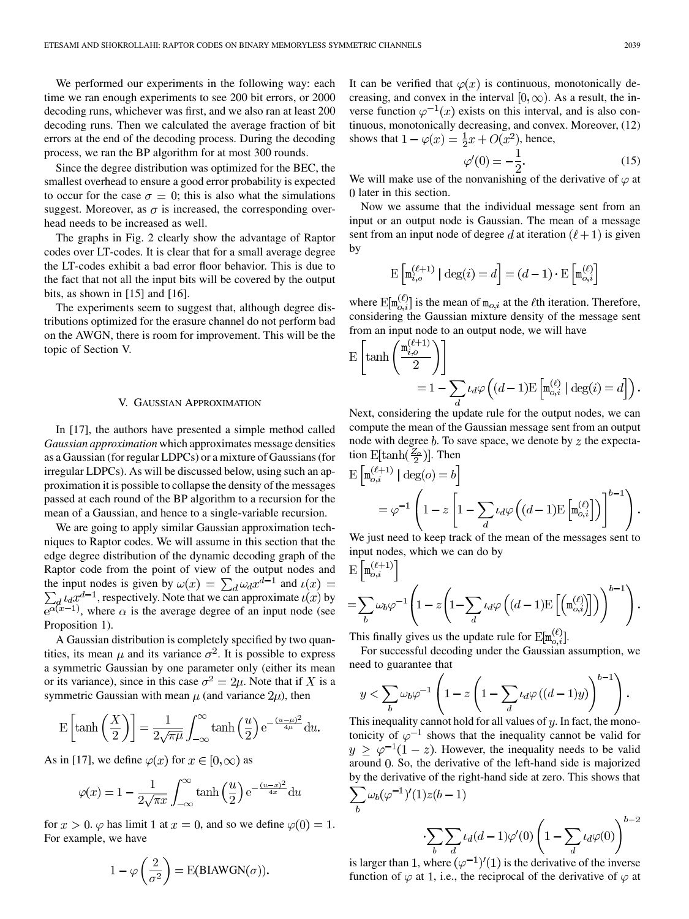We performed our experiments in the following way: each time we ran enough experiments to see 200 bit errors, or 2000 decoding runs, whichever was first, and we also ran at least 200 decoding runs. Then we calculated the average fraction of bit errors at the end of the decoding process. During the decoding process, we ran the BP algorithm for at most 300 rounds.

Since the degree distribution was optimized for the BEC, the smallest overhead to ensure a good error probability is expected to occur for the case $\sigma = 0$; this is also what the simulations suggest. Moreover, as $\sigma$ is increased, the corresponding overhead needs to be increased as well.

The graphs in Fig. 2 clearly show the advantage of Raptor codes over LT-codes. It is clear that for a small average degree the LT-codes exhibit a bad error floor behavior. This is due to the fact that not all the input bits will be covered by the output bits, as shown in [15] and [16].

The experiments seem to suggest that, although degree distributions optimized for the erasure channel do not perform bad on the AWGN, there is room for improvement. This will be the topic of Section V.

## V. Gaussian Approximation

In [17], the authors have presented a simple method called *Gaussian approximation* which approximates message densities as a Gaussian (for regular LDPCs) or a mixture of Gaussians (for irregular LDPCs). As will be discussed below, using such an approximation it is possible to collapse the density of the messages passed at each round of the BP algorithm to a recursion for the mean of a Gaussian, and hence to a single-variable recursion.

We are going to apply similar Gaussian approximation techniques to Raptor codes. We will assume in this section that the edge degree distribution of the dynamic decoding graph of the Raptor code from the point of view of the output nodes and the input nodes is given by $\omega(x) = \sum_d \omega_d x^{d-1}$ and $\iota(x) = \sum_d \iota_d x^{d-1}$, respectively. Note that we can approximate $\iota(x)$ by $e^{\alpha(x-1)}$, where $\alpha$ is the average degree of an input node (see Proposition 1).

A Gaussian distribution is completely specified by two quantities, its mean $\mu$ and its variance $\sigma^2$. It is possible to express a symmetric Gaussian by one parameter only (either its mean or its variance), since in this case $\sigma^2 = 2\mu$. Note that if $X$ is a symmetric Gaussian with mean $\mu$ (and variance $2\mu$), then

$$\mathrm{E}\left[\tanh\left(\frac{X}{2}\right)\right] = \frac{1}{2\sqrt{\pi\mu}}\int_{-\infty}^{\infty} \tanh\left(\frac{u}{2}\right) e^{-\frac{(u-\mu)^2}{4\mu}} \mathrm{d}u.$$

As in [17], we define $\varphi(x)$ for $x \in [0, \infty)$ as

$$\varphi(x) = 1 - \frac{1}{2\sqrt{\pi x}}\int_{-\infty}^{\infty} \tanh\left(\frac{u}{2}\right) e^{-\frac{(u-x)^2}{4x}} \mathrm{d}u$$

for $x > 0$. $\varphi$ has limit 1 at $x = 0$, and so we define $\varphi(0) = 1$. For example, we have

$$1 - \varphi\left(\frac{2}{\sigma^2}\right) = \mathrm{E}(\mathrm{BIAWGN}(\sigma)).$$

It can be verified that $\varphi(x)$ is continuous, monotonically decreasing, and convex in the interval $[0, \infty)$. As a result, the inverse function $\varphi^{-1}(x)$ exists on this interval, and is also continuous, monotonically decreasing, and convex. Moreover, (12) shows that $1 - \varphi(x) = \frac{1}{2}x + O(x^2)$, hence,

$$\varphi'(0) = -\frac{1}{2}. \tag{15}$$

We will make use of the nonvanishing of the derivative of $\varphi$ at 0 later in this section.

Now we assume that the individual message sent from an input or an output node is Gaussian. The mean of a message sent from an input node of degree $d$ at iteration $(\ell+1)$ is given by

$$\mathrm{E}\left[\mathtt{m}_{i,o}^{(\ell+1)} \mid \deg(i) = d\right] = (d-1) \cdot \mathrm{E}\left[\mathtt{m}_{o,i}^{(\ell)}\right]$$

where $\mathrm{E}[\mathtt{m}_{o,i}^{(\ell)}]$ is the mean of $\mathtt{m}_{o,i}$ at the $\ell$th iteration. Therefore, considering the Gaussian mixture density of the message sent from an input node to an output node, we will have

$$\mathrm{E}\left[\tanh\left(\frac{\mathtt{m}_{i,o}^{(\ell+1)}}{2}\right)\right] = 1 - \sum_d \iota_d \varphi\left((d-1)\mathrm{E}\left[\mathtt{m}_{o,i}^{(\ell)} \mid \deg(i) = d\right]\right).$$

Next, considering the update rule for the output nodes, we can compute the mean of the Gaussian message sent from an output node with degree $b$. To save space, we denote by $z$ the expectation $\mathrm{E}[\tanh(\frac{Z_o}{2})]$. Then

$$\mathrm{E}\left[\mathtt{m}_{o,i}^{(\ell+1)} \mid \deg(o) = b\right] = \varphi^{-1}\left(1 - z\left[1 - \sum_d \iota_d \varphi\left((d-1)\mathrm{E}\left[\mathtt{m}_{o,i}^{(\ell)}\right]\right)\right]^{b-1}\right).$$

We just need to keep track of the mean of the messages sent to input nodes, which we can do by

$$\mathrm{E}\left[\mathtt{m}_{o,i}^{(\ell+1)}\right] = \sum_b \omega_b \varphi^{-1}\left(1 - z\left(1 - \sum_d \iota_d \varphi\left((d-1)\mathrm{E}\left[\left(\mathtt{m}_{o,i}^{(\ell)}\right)\right]\right)\right)^{b-1}\right).$$

This finally gives us the update rule for $\mathrm{E}[\mathtt{m}_{o,i}^{(\ell)}]$.

For successful decoding under the Gaussian assumption, we need to guarantee that

$$y < \sum_b \omega_b \varphi^{-1}\left(1 - z\left(1 - \sum_d \iota_d \varphi((d-1)y)\right)^{b-1}\right).$$

This inequality cannot hold for all values of $y$. In fact, the monotonicity of $\varphi^{-1}$ shows that the inequality cannot be valid for $y \geq \varphi^{-1}(1-z)$. However, the inequality needs to be valid around 0. So, the derivative of the left-hand side is majorized by the derivative of the right-hand side at zero. This shows that

$$\sum_b \omega_b (\varphi^{-1})'(1) z(b-1) \cdot \sum_b \sum_d \iota_d (d-1) \varphi'(0) \left(1 - \sum_d \iota_d \varphi(0)\right)^{b-2}$$

is larger than 1, where $(\varphi^{-1})'(1)$ is the derivative of the inverse function of $\varphi$ at 1, i.e., the reciprocal of the derivative of $\varphi$ at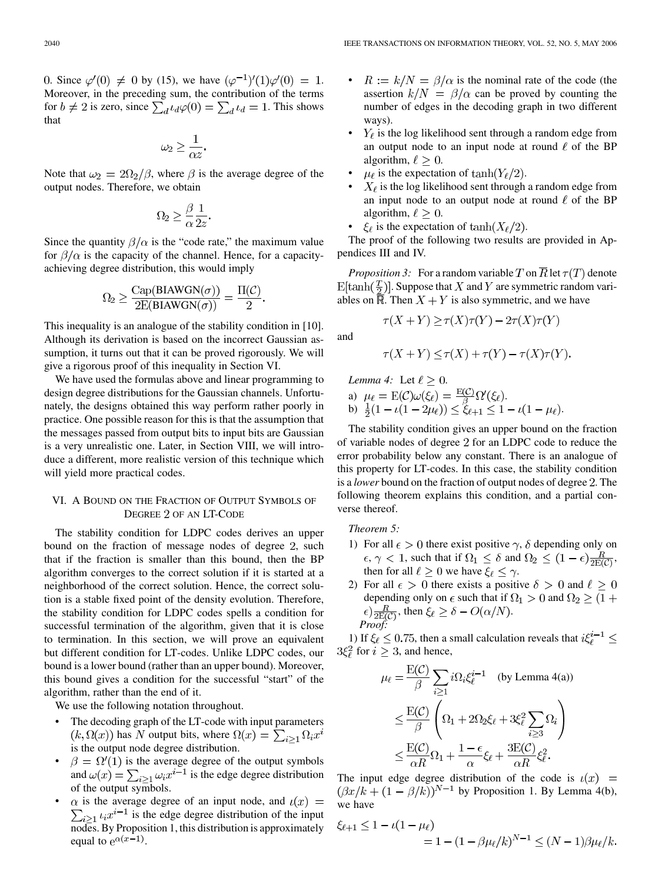0. Since $\varphi'(0) \neq 0$ by (15), we have $(\varphi^{-1})'(1)\varphi'(0) = 1$. Moreover, in the preceding sum, the contribution of the terms for $b \neq 2$ is zero, since $\sum_d \iota_d \varphi(0) = \sum_d \iota_d = 1$. This shows that

$$\omega_2 \geq \frac{1}{\alpha z}.$$

Note that $\omega_2 = 2\Omega_2/\beta$, where $\beta$ is the average degree of the output nodes. Therefore, we obtain

$$\Omega_2 \geq \frac{\beta}{\alpha}\frac{1}{2z}.$$

Since the quantity $\beta/\alpha$ is the "code rate," the maximum value for $\beta/\alpha$ is the capacity of the channel. Hence, for a capacity-achieving degree distribution, this would imply

$$\Omega_2 \geq \frac{\mathrm{Cap}(\mathrm{BIAWGN}(\sigma))}{2\mathrm{E}(\mathrm{BIAWGN}(\sigma))} = \frac{\Pi(\mathcal{C})}{2}.$$

This inequality is an analogue of the stability condition in [10]. Although its derivation is based on the incorrect Gaussian assumption, it turns out that it can be proved rigorously. We will give a rigorous proof of this inequality in Section VI.

We have used the formulas above and linear programming to design degree distributions for the Gaussian channels. Unfortunately, the designs obtained this way perform rather poorly in practice. One possible reason for this is that the assumption that the messages passed from output bits to input bits are Gaussian is a very unrealistic one. Later, in Section VIII, we will introduce a different, more realistic version of this technique which will yield more practical codes.

## VI. A Bound on the Fraction of Output Symbols of Degree 2 of an LT-Code

The stability condition for LDPC codes derives an upper bound on the fraction of message nodes of degree 2, such that if the fraction is smaller than this bound, then the BP algorithm converges to the correct solution if it is started at a neighborhood of the correct solution. Hence, the correct solution is a stable fixed point of the density evolution. Therefore, the stability condition for LDPC codes spells a condition for successful termination of the algorithm, given that it is close to termination. In this section, we will prove an equivalent but different condition for LT-codes. Unlike LDPC codes, our bound is a lower bound (rather than an upper bound). Moreover, this bound gives a condition for the successful "start" of the algorithm, rather than the end of it.

We use the following notation throughout.

- The decoding graph of the LT-code with input parameters $(k, \Omega(x))$ has $N$ output bits, where $\Omega(x) = \sum_{i\geq 1}\Omega_i x^i$ is the output node degree distribution.
- $\beta = \Omega'(1)$ is the average degree of the output symbols and $\omega(x) = \sum_{i\geq 1}\omega_i x^{i-1}$ is the edge degree distribution of the output symbols.
- $\alpha$ is the average degree of an input node, and $\iota(x) = \sum_{i\geq 1}\iota_i x^{i-1}$ is the edge degree distribution of the input nodes. By Proposition 1, this distribution is approximately equal to $\mathrm{e}^{\alpha(x-1)}$.
- $R := k/N = \beta/\alpha$ is the nominal rate of the code (the assertion $k/N = \beta/\alpha$ can be proved by counting the number of edges in the decoding graph in two different ways).
- $Y_\ell$ is the log likelihood sent through a random edge from an output node to an input node at round $\ell$ of the BP algorithm, $\ell \geq 0$.
- $\mu_\ell$ is the expectation of $\tanh(Y_\ell/2)$.
- $X_\ell$ is the log likelihood sent through a random edge from an input node to an output node at round $\ell$ of the BP algorithm, $\ell \geq 0$.
- $\xi_\ell$ is the expectation of $\tanh(X_\ell/2)$.

The proof of the following two results are provided in Appendices III and IV.

*Proposition 3:* For a random variable $T$ on $\overline{\mathbb{R}}$ let $\tau(T)$ denote $\mathrm{E}[\tanh(\frac{T}{2})]$. Suppose that $X$ and $Y$ are symmetric random variables on $\overline{\mathbb{R}}$. Then $X+Y$ is also symmetric, and we have

$$\tau(X+Y) \geq \tau(X)\tau(Y) - 2\tau(X)\tau(Y)$$

and

$$\tau(X+Y) \leq \tau(X) + \tau(Y) - \tau(X)\tau(Y).$$

*Lemma 4:* Let $\ell \geq 0$.

a) $\mu_\ell = \mathrm{E}(\mathcal{C})\omega(\xi_\ell) = \frac{\mathrm{E}(\mathcal{C})}{\beta}\Omega'(\xi_\ell)$.

b) $\frac{1}{2}(1 - \iota(1-2\mu_\ell)) \leq \xi_{\ell+1} \leq 1 - \iota(1-\mu_\ell)$.

The stability condition gives an upper bound on the fraction of variable nodes of degree 2 for an LDPC code to reduce the error probability below any constant. There is an analogue of this property for LT-codes. In this case, the stability condition is a *lower* bound on the fraction of output nodes of degree 2. The following theorem explains this condition, and a partial converse thereof.

*Theorem 5:*

1) For all $\epsilon > 0$ there exist positive $\gamma$, $\delta$ depending only on $\epsilon$, $\gamma < 1$, such that if $\Omega_1 \leq \delta$ and $\Omega_2 \leq (1-\epsilon)\frac{R}{2\mathrm{E}(\mathcal{C})}$, then for all $\ell \geq 0$ we have $\xi_\ell \leq \gamma$.

2) For all $\epsilon > 0$ there exists a positive $\delta > 0$ and $\ell \geq 0$ depending only on $\epsilon$ such that if $\Omega_1 > 0$ and $\Omega_2 \geq (1+\epsilon)\frac{R}{2\mathrm{E}(\mathcal{C})}$, then $\xi_\ell \geq \delta - O(\alpha/N)$.

*Proof:*

1) If $\xi_\ell \leq 0.75$, then a small calculation reveals that $i\xi_\ell^{i-1} \leq 3\xi_\ell^2$ for $i \geq 3$, and hence,

$$\begin{aligned}
\mu_\ell &= \frac{\mathrm{E}(\mathcal{C})}{\beta}\sum_{i\geq 1} i\Omega_i\xi_\ell^{i-1} \quad \text{(by Lemma 4(a))}\\
&\leq \frac{\mathrm{E}(\mathcal{C})}{\beta}\left(\Omega_1 + 2\Omega_2\xi_\ell + 3\xi_\ell^2\sum_{i\geq 3}\Omega_i\right)\\
&\leq \frac{\mathrm{E}(\mathcal{C})}{\alpha R}\Omega_1 + \frac{1-\epsilon}{\alpha}\xi_\ell + \frac{3\mathrm{E}(\mathcal{C})}{\alpha R}\xi_\ell^2.
\end{aligned}$$

The input edge degree distribution of the code is $\iota(x) = (\beta x/k + (1-\beta/k))^{N-1}$ by Proposition 1. By Lemma 4(b), we have

$$\begin{aligned}
\xi_{\ell+1} &\leq 1 - \iota(1-\mu_\ell)\\
&= 1 - (1-\beta\mu_\ell/k)^{N-1} \leq (N-1)\beta\mu_\ell/k.
\end{aligned}$$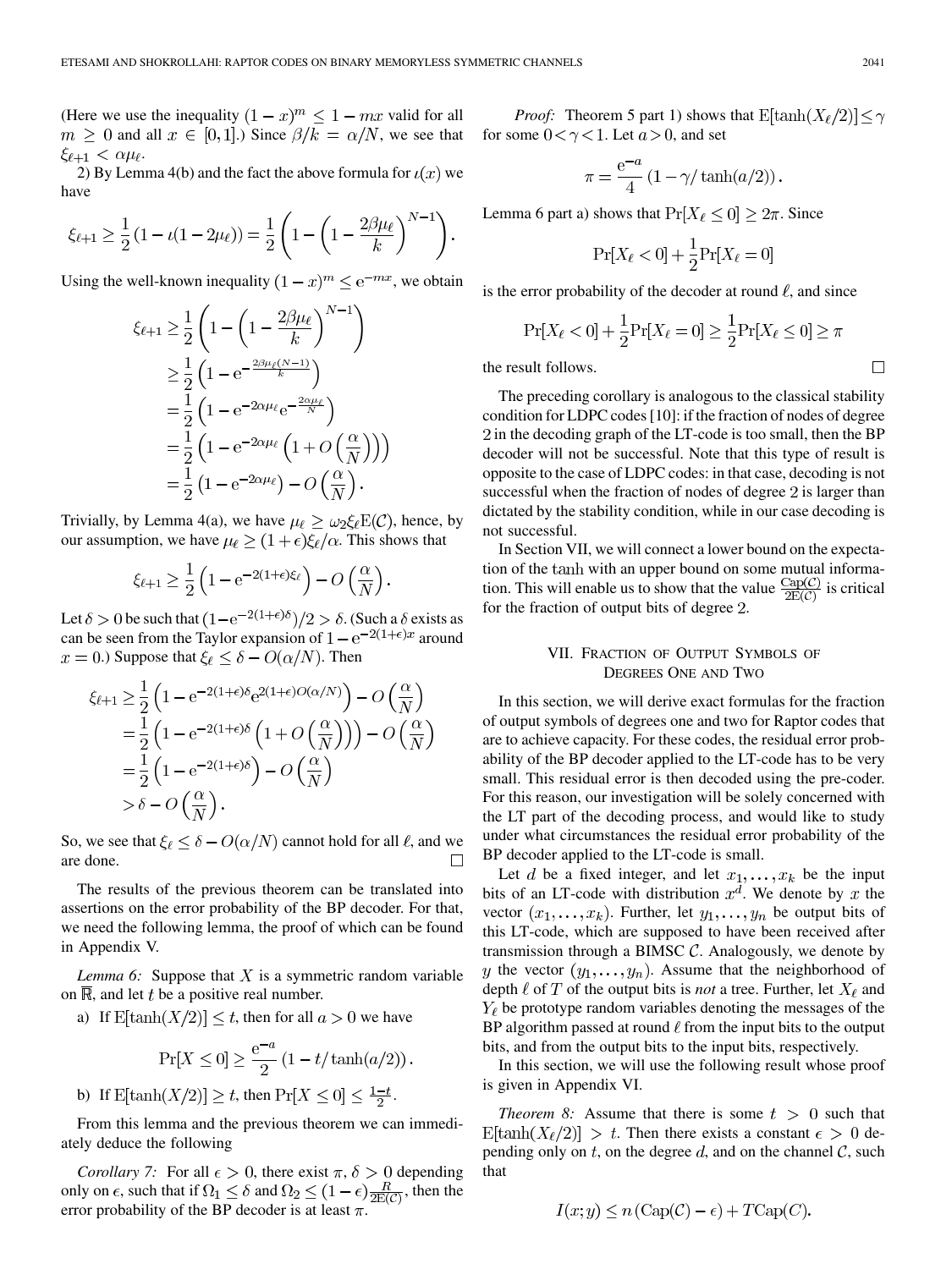(Here we use the inequality $(1-x)^m \leq 1 - mx$ valid for all $m \geq 0$ and all $x \in [0,1]$.) Since $\beta/k = \alpha/N$, we see that $\xi_{\ell+1} < \alpha\mu_\ell$.

2) By Lemma 4(b) and the fact the above formula for $\iota(x)$ we have

$$\xi_{\ell+1} \geq \frac{1}{2}\left(1 - \iota(1-2\mu_\ell)\right) = \frac{1}{2}\left(1 - \left(1 - \frac{2\beta\mu_\ell}{k}\right)^{N-1}\right).$$

Using the well-known inequality $(1-x)^m \leq \mathrm{e}^{-mx}$, we obtain

$$\begin{aligned}
\xi_{\ell+1} &\geq \frac{1}{2}\left(1 - \left(1 - \frac{2\beta\mu_\ell}{k}\right)^{N-1}\right) \\
&\geq \frac{1}{2}\left(1 - \mathrm{e}^{-\frac{2\beta\mu_\ell(N-1)}{k}}\right) \\
&= \frac{1}{2}\left(1 - \mathrm{e}^{-2\alpha\mu_\ell}\mathrm{e}^{-\frac{2\alpha\mu_\ell}{N}}\right) \\
&= \frac{1}{2}\left(1 - \mathrm{e}^{-2\alpha\mu_\ell}\left(1 + O\left(\frac{\alpha}{N}\right)\right)\right) \\
&= \frac{1}{2}\left(1 - \mathrm{e}^{-2\alpha\mu_\ell}\right) - O\left(\frac{\alpha}{N}\right).
\end{aligned}$$

Trivially, by Lemma 4(a), we have $\mu_\ell \geq \omega_2\xi_\ell \mathrm{E}(\mathcal{C})$, hence, by our assumption, we have $\mu_\ell \geq (1+\epsilon)\xi_\ell/\alpha$. This shows that

$$\xi_{\ell+1} \geq \frac{1}{2}\left(1 - \mathrm{e}^{-2(1+\epsilon)\xi_\ell}\right) - O\left(\frac{\alpha}{N}\right).$$

Let $\delta > 0$ be such that $(1-\mathrm{e}^{-2(1+\epsilon)\delta})/2 > \delta$. (Such a $\delta$ exists as can be seen from the Taylor expansion of $1 - \mathrm{e}^{-2(1+\epsilon)x}$ around $x = 0$.) Suppose that $\xi_\ell \leq \delta - O(\alpha/N)$. Then

$$\begin{aligned}
\xi_{\ell+1} &\geq \frac{1}{2}\left(1 - \mathrm{e}^{-2(1+\epsilon)\delta}\mathrm{e}^{2(1+\epsilon)O(\alpha/N)}\right) - O\left(\frac{\alpha}{N}\right) \\
&= \frac{1}{2}\left(1 - \mathrm{e}^{-2(1+\epsilon)\delta}\left(1 + O\left(\frac{\alpha}{N}\right)\right)\right) - O\left(\frac{\alpha}{N}\right) \\
&= \frac{1}{2}\left(1 - \mathrm{e}^{-2(1+\epsilon)\delta}\right) - O\left(\frac{\alpha}{N}\right) \\
&> \delta - O\left(\frac{\alpha}{N}\right).
\end{aligned}$$

So, we see that $\xi_\ell \leq \delta - O(\alpha/N)$ cannot hold for all $\ell$, and we are done. □

The results of the previous theorem can be translated into assertions on the error probability of the BP decoder. For that, we need the following lemma, the proof of which can be found in Appendix V.

*Lemma 6:* Suppose that $X$ is a symmetric random variable on $\overline{\mathbb{R}}$, and let $t$ be a positive real number.

a) If $\mathrm{E}[\tanh(X/2)] \leq t$, then for all $a > 0$ we have

$$\Pr[X \leq 0] \geq \frac{\mathrm{e}^{-a}}{2}\left(1 - t/\tanh(a/2)\right).$$

b) If $\mathrm{E}[\tanh(X/2)] \geq t$, then $\Pr[X \leq 0] \leq \frac{1-t}{2}$.

From this lemma and the previous theorem we can immediately deduce the following

*Corollary 7:* For all $\epsilon > 0$, there exist $\pi, \delta > 0$ depending only on $\epsilon$, such that if $\Omega_1 \leq \delta$ and $\Omega_2 \leq (1-\epsilon)\frac{R}{2\mathrm{E}(\mathcal{C})}$, then the error probability of the BP decoder is at least $\pi$.

*Proof:* Theorem 5 part 1) shows that $\mathrm{E}[\tanh(X_\ell/2)] \leq \gamma$ for some $0 < \gamma < 1$. Let $a > 0$, and set

$$\pi = \frac{\mathrm{e}^{-a}}{4}\left(1 - \gamma/\tanh(a/2)\right).$$

Lemma 6 part a) shows that $\Pr[X_\ell \leq 0] \geq 2\pi$. Since

$$\Pr[X_\ell < 0] + \frac{1}{2}\Pr[X_\ell = 0]$$

is the error probability of the decoder at round $\ell$, and since

$$\Pr[X_\ell < 0] + \frac{1}{2}\Pr[X_\ell = 0] \geq \frac{1}{2}\Pr[X_\ell \leq 0] \geq \pi$$

the result follows. □

The preceding corollary is analogous to the classical stability condition for LDPC codes [10]: if the fraction of nodes of degree 2 in the decoding graph of the LT-code is too small, then the BP decoder will not be successful. Note that this type of result is opposite to the case of LDPC codes: in that case, decoding is not successful when the fraction of nodes of degree 2 is larger than dictated by the stability condition, while in our case decoding is not successful.

In Section VII, we will connect a lower bound on the expectation of the tanh with an upper bound on some mutual information. This will enable us to show that the value $\frac{\mathrm{Cap}(\mathcal{C})}{2\mathrm{E}(\mathcal{C})}$ is critical for the fraction of output bits of degree 2.

## VII. Fraction of Output Symbols of Degrees One and Two

In this section, we will derive exact formulas for the fraction of output symbols of degrees one and two for Raptor codes that are to achieve capacity. For these codes, the residual error probability of the BP decoder applied to the LT-code has to be very small. This residual error is then decoded using the pre-coder. For this reason, our investigation will be solely concerned with the LT part of the decoding process, and would like to study under what circumstances the residual error probability of the BP decoder applied to the LT-code is small.

Let $d$ be a fixed integer, and let $x_1, \ldots, x_k$ be the input bits of an LT-code with distribution $x^d$. We denote by $x$ the vector $(x_1, \ldots, x_k)$. Further, let $y_1, \ldots, y_n$ be output bits of this LT-code, which are supposed to have been received after transmission through a BIMSC $\mathcal{C}$. Analogously, we denote by $y$ the vector $(y_1, \ldots, y_n)$. Assume that the neighborhood of depth $\ell$ of $T$ of the output bits is *not* a tree. Further, let $X_\ell$ and $Y_\ell$ be prototype random variables denoting the messages of the BP algorithm passed at round $\ell$ from the input bits to the output bits, and from the output bits to the input bits, respectively.

In this section, we will use the following result whose proof is given in Appendix VI.

*Theorem 8:* Assume that there is some $t > 0$ such that $\mathrm{E}[\tanh(X_\ell/2)] > t$. Then there exists a constant $\epsilon > 0$ depending only on $t$, on the degree $d$, and on the channel $\mathcal{C}$, such that

$$I(x;y) \leq n\left(\mathrm{Cap}(\mathcal{C}) - \epsilon\right) + T\mathrm{Cap}(C).$$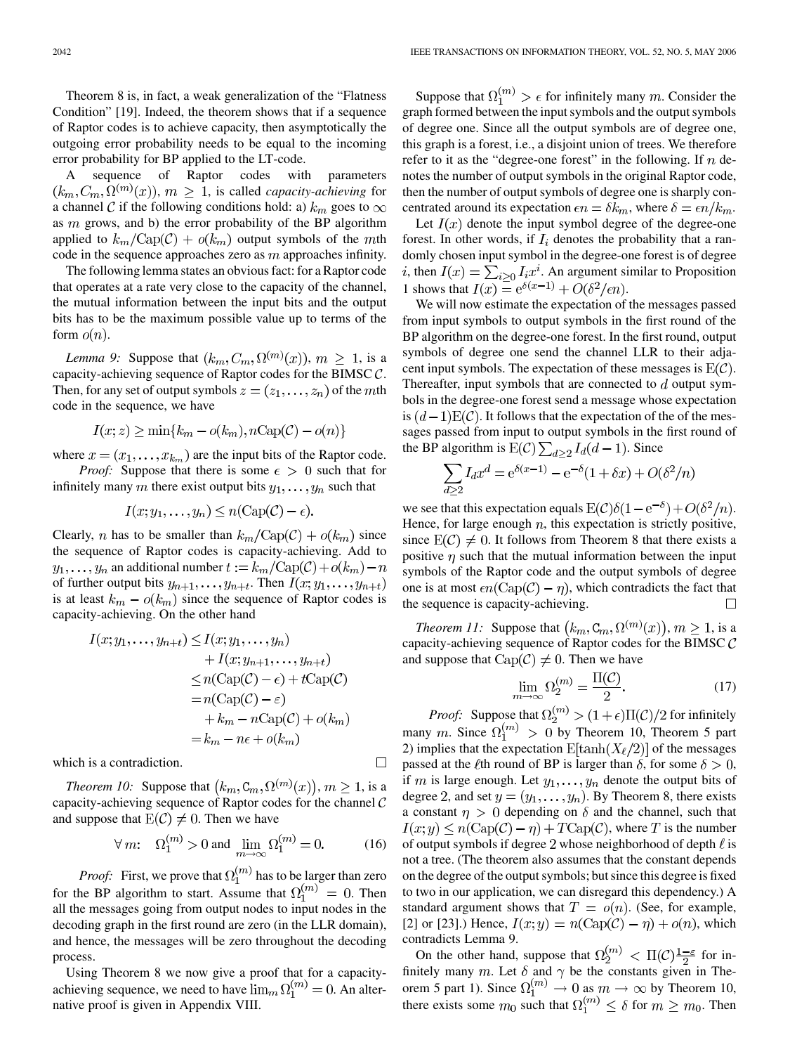Theorem 8 is, in fact, a weak generalization of the "Flatness Condition" [19]. Indeed, the theorem shows that if a sequence of Raptor codes is to achieve capacity, then asymptotically the outgoing error probability needs to be equal to the incoming error probability for BP applied to the LT-code.

A sequence of Raptor codes with parameters $(k_m, C_m, \Omega^{(m)}(x))$, $m \geq 1$, is called *capacity-achieving* for a channel $\mathcal{C}$ if the following conditions hold: a) $k_m$ goes to $\infty$ as $m$ grows, and b) the error probability of the BP algorithm applied to $k_m/\mathrm{Cap}(\mathcal{C}) + o(k_m)$ output symbols of the $m$th code in the sequence approaches zero as $m$ approaches infinity.

The following lemma states an obvious fact: for a Raptor code that operates at a rate very close to the capacity of the channel, the mutual information between the input bits and the output bits has to be the maximum possible value up to terms of the form $o(n)$.

*Lemma 9:* Suppose that $(k_m, C_m, \Omega^{(m)}(x))$, $m \geq 1$, is a capacity-achieving sequence of Raptor codes for the BIMSC $\mathcal{C}$. Then, for any set of output symbols $z = (z_1, \ldots, z_n)$ of the $m$th code in the sequence, we have

$$I(x; z) \geq \min\{k_m - o(k_m), n\mathrm{Cap}(\mathcal{C}) - o(n)\}$$

where $x = (x_1, \ldots, x_{k_m})$ are the input bits of the Raptor code.

*Proof:* Suppose that there is some $\epsilon > 0$ such that for infinitely many $m$ there exist output bits $y_1, \ldots, y_n$ such that

$$I(x; y_1, \ldots, y_n) \leq n(\mathrm{Cap}(\mathcal{C}) - \epsilon).$$

Clearly, $n$ has to be smaller than $k_m/\mathrm{Cap}(\mathcal{C}) + o(k_m)$ since the sequence of Raptor codes is capacity-achieving. Add to $y_1, \ldots, y_n$ an additional number $t := k_m/\mathrm{Cap}(\mathcal{C}) + o(k_m) - n$ of further output bits $y_{n+1}, \ldots, y_{n+t}$. Then $I(x; y_1, \ldots, y_{n+t})$ is at least $k_m - o(k_m)$ since the sequence of Raptor codes is capacity-achieving. On the other hand

$$\begin{aligned} I(x; y_1, \ldots, y_{n+t}) &\leq I(x; y_1, \ldots, y_n) \\ &\quad + I(x; y_{n+1}, \ldots, y_{n+t}) \\ &\leq n(\mathrm{Cap}(\mathcal{C}) - \epsilon) + t\mathrm{Cap}(\mathcal{C}) \\ &= n(\mathrm{Cap}(\mathcal{C}) - \varepsilon) \\ &\quad + k_m - n\mathrm{Cap}(\mathcal{C}) + o(k_m) \\ &= k_m - n\epsilon + o(k_m) \end{aligned}$$

which is a contradiction. □

*Theorem 10:* Suppose that $(k_m, \mathsf{C}_m, \Omega^{(m)}(x))$, $m \geq 1$, is a capacity-achieving sequence of Raptor codes for the channel $\mathcal{C}$ and suppose that $\mathrm{E}(\mathcal{C}) \neq 0$. Then we have

$$\forall\, m: \quad \Omega_1^{(m)} > 0 \text{ and } \lim_{m\to\infty} \Omega_1^{(m)} = 0. \tag{16}$$

*Proof:* First, we prove that $\Omega_1^{(m)}$ has to be larger than zero for the BP algorithm to start. Assume that $\Omega_1^{(m)} = 0$. Then all the messages going from output nodes to input nodes in the decoding graph in the first round are zero (in the LLR domain), and hence, the messages will be zero throughout the decoding process.

Using Theorem 8 we now give a proof that for a capacity-achieving sequence, we need to have $\lim_m \Omega_1^{(m)} = 0$. An alternative proof is given in Appendix VIII.

Suppose that $\Omega_1^{(m)} > \epsilon$ for infinitely many $m$. Consider the graph formed between the input symbols and the output symbols of degree one. Since all the output symbols are of degree one, this graph is a forest, i.e., a disjoint union of trees. We therefore refer to it as the "degree-one forest" in the following. If $n$ denotes the number of output symbols in the original Raptor code, then the number of output symbols of degree one is sharply concentrated around its expectation $\epsilon n = \delta k_m$, where $\delta = \epsilon n/k_m$.

Let $I(x)$ denote the input symbol degree of the degree-one forest. In other words, if $I_i$ denotes the probability that a randomly chosen input symbol in the degree-one forest is of degree $i$, then $I(x) = \sum_{i\geq 0} I_i x^i$. An argument similar to Proposition 1 shows that $I(x) = \mathrm{e}^{\delta(x-1)} + O(\delta^2/\epsilon n)$.

We will now estimate the expectation of the messages passed from input symbols to output symbols in the first round of the BP algorithm on the degree-one forest. In the first round, output symbols of degree one send the channel LLR to their adjacent input symbols. The expectation of these messages is $\mathrm{E}(\mathcal{C})$. Thereafter, input symbols that are connected to $d$ output symbols in the degree-one forest send a message whose expectation is $(d-1)\mathrm{E}(\mathcal{C})$. It follows that the expectation of the of the messages passed from input to output symbols in the first round of the BP algorithm is $\mathrm{E}(\mathcal{C}) \sum_{d\geq 2} I_d(d-1)$. Since

$$\sum_{d\geq 2} I_d x^d = \mathrm{e}^{\delta(x-1)} - \mathrm{e}^{-\delta}(1 + \delta x) + O(\delta^2/n)$$

we see that this expectation equals $\mathrm{E}(\mathcal{C})\delta(1 - \mathrm{e}^{-\delta}) + O(\delta^2/n)$. Hence, for large enough $n$, this expectation is strictly positive, since $\mathrm{E}(\mathcal{C}) \neq 0$. It follows from Theorem 8 that there exists a positive $\eta$ such that the mutual information between the input symbols of the Raptor code and the output symbols of degree one is at most $\epsilon n(\mathrm{Cap}(\mathcal{C}) - \eta)$, which contradicts the fact that the sequence is capacity-achieving. □

*Theorem 11:* Suppose that $(k_m, \mathsf{C}_m, \Omega^{(m)}(x))$, $m \geq 1$, is a capacity-achieving sequence of Raptor codes for the BIMSC $\mathcal{C}$ and suppose that $\mathrm{Cap}(\mathcal{C}) \neq 0$. Then we have

$$\lim_{m\to\infty} \Omega_2^{(m)} = \frac{\Pi(\mathcal{C})}{2}. \tag{17}$$

*Proof:* Suppose that $\Omega_2^{(m)} > (1+\epsilon)\Pi(\mathcal{C})/2$ for infinitely many $m$. Since $\Omega_1^{(m)} > 0$ by Theorem 10, Theorem 5 part 2) implies that the expectation $\mathrm{E}[\tanh(X_\ell/2)]$ of the messages passed at the $\ell$th round of BP is larger than $\delta$, for some $\delta > 0$, if $m$ is large enough. Let $y_1, \ldots, y_n$ denote the output bits of degree 2, and set $y = (y_1, \ldots, y_n)$. By Theorem 8, there exists a constant $\eta > 0$ depending on $\delta$ and the channel, such that $I(x; y) \leq n(\mathrm{Cap}(\mathcal{C}) - \eta) + T\mathrm{Cap}(\mathcal{C})$, where $T$ is the number of output symbols if degree 2 whose neighborhood of depth $\ell$ is not a tree. (The theorem also assumes that the constant depends on the degree of the output symbols; but since this degree is fixed to two in our application, we can disregard this dependency.) A standard argument shows that $T = o(n)$. (See, for example, [2] or [23].) Hence, $I(x; y) = n(\mathrm{Cap}(\mathcal{C}) - \eta) + o(n)$, which contradicts Lemma 9.

On the other hand, suppose that $\Omega_2^{(m)} < \Pi(\mathcal{C})\frac{1-\varepsilon}{2}$ for infinitely many $m$. Let $\delta$ and $\gamma$ be the constants given in Theorem 5 part 1). Since $\Omega_1^{(m)} \to 0$ as $m \to \infty$ by Theorem 10, there exists some $m_0$ such that $\Omega_1^{(m)} \leq \delta$ for $m \geq m_0$. Then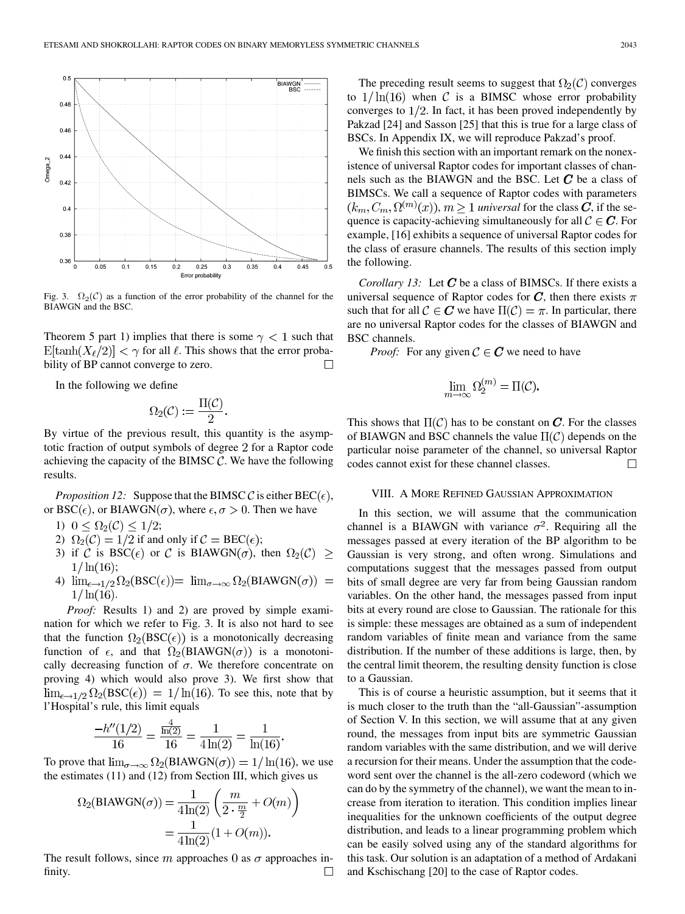Fig. 3. $\Omega_2(\mathcal{C})$ as a function of the error probability of the channel for the BIAWGN and the BSC.

Theorem 5 part 1) implies that there is some $\gamma < 1$ such that $\mathrm{E}[\tanh(X_\ell/2)] < \gamma$ for all $\ell$. This shows that the error probability of BP cannot converge to zero. □

In the following we define

$$\Omega_2(\mathcal{C}) := \frac{\Pi(\mathcal{C})}{2}.$$

By virtue of the previous result, this quantity is the asymptotic fraction of output symbols of degree 2 for a Raptor code achieving the capacity of the BIMSC $\mathcal{C}$. We have the following results.

*Proposition 12:* Suppose that the BIMSC $\mathcal{C}$ is either $\mathrm{BEC}(\epsilon)$, or $\mathrm{BSC}(\epsilon)$, or $\mathrm{BIAWGN}(\sigma)$, where $\epsilon, \sigma > 0$. Then we have

1) $0 \leq \Omega_2(\mathcal{C}) \leq 1/2$;
2) $\Omega_2(\mathcal{C}) = 1/2$ if and only if $\mathcal{C} = \mathrm{BEC}(\epsilon)$;
3) if $\mathcal{C}$ is $\mathrm{BSC}(\epsilon)$ or $\mathcal{C}$ is $\mathrm{BIAWGN}(\sigma)$, then $\Omega_2(\mathcal{C}) \geq 1/\ln(16)$;
4) $\lim_{\epsilon \to 1/2} \Omega_2(\mathrm{BSC}(\epsilon)) = \lim_{\sigma \to \infty} \Omega_2(\mathrm{BIAWGN}(\sigma)) = 1/\ln(16)$.

*Proof:* Results 1) and 2) are proved by simple examination for which we refer to Fig. 3. It is also not hard to see that the function $\Omega_2(\mathrm{BSC}(\epsilon))$ is a monotonically decreasing function of $\epsilon$, and that $\Omega_2(\mathrm{BIAWGN}(\sigma))$ is a monotonically decreasing function of $\sigma$. We therefore concentrate on proving 4) which would also prove 3). We first show that $\lim_{\epsilon \to 1/2} \Omega_2(\mathrm{BSC}(\epsilon)) = 1/\ln(16)$. To see this, note that by l'Hospital's rule, this limit equals

$$\frac{-h''(1/2)}{16} = \frac{\frac{4}{\ln(2)}}{16} = \frac{1}{4\ln(2)} = \frac{1}{\ln(16)}.$$

To prove that $\lim_{\sigma \to \infty} \Omega_2(\mathrm{BIAWGN}(\sigma)) = 1/\ln(16)$, we use the estimates (11) and (12) from Section III, which gives us

$$\begin{aligned}\Omega_2(\mathrm{BIAWGN}(\sigma)) &= \frac{1}{4\ln(2)} \left( \frac{m}{2 \cdot \frac{m}{2}} + O(m) \right) \\ &= \frac{1}{4\ln(2)}(1 + O(m)).\end{aligned}$$

The result follows, since $m$ approaches 0 as $\sigma$ approaches infinity. □

The preceding result seems to suggest that $\Omega_2(\mathcal{C})$ converges to $1/\ln(16)$ when $\mathcal{C}$ is a BIMSC whose error probability converges to $1/2$. In fact, it has been proved independently by Pakzad [24] and Sasson [25] that this is true for a large class of BSCs. In Appendix IX, we will reproduce Pakzad's proof.

We finish this section with an important remark on the nonexistence of universal Raptor codes for important classes of channels such as the BIAWGN and the BSC. Let $\boldsymbol{C}$ be a class of BIMSCs. We call a sequence of Raptor codes with parameters $(k_m, \mathcal{C}_m, \Omega^{(m)}(x))$, $m \geq 1$ *universal* for the class $\boldsymbol{C}$, if the sequence is capacity-achieving simultaneously for all $\mathcal{C} \in \boldsymbol{C}$. For example, [16] exhibits a sequence of universal Raptor codes for the class of erasure channels. The results of this section imply the following.

*Corollary 13:* Let $\boldsymbol{C}$ be a class of BIMSCs. If there exists a universal sequence of Raptor codes for $\boldsymbol{C}$, then there exists $\pi$ such that for all $\mathcal{C} \in \boldsymbol{C}$ we have $\Pi(\mathcal{C}) = \pi$. In particular, there are no universal Raptor codes for the classes of BIAWGN and BSC channels.

*Proof:* For any given $\mathcal{C} \in \boldsymbol{C}$ we need to have

$$\lim_{m \to \infty} \Omega_2^{(m)} = \Pi(\mathcal{C}).$$

This shows that $\Pi(\mathcal{C})$ has to be constant on $\boldsymbol{C}$. For the classes of BIAWGN and BSC channels the value $\Pi(\mathcal{C})$ depends on the particular noise parameter of the channel, so universal Raptor codes cannot exist for these channel classes. □

## VIII. A More Refined Gaussian Approximation

In this section, we will assume that the communication channel is a BIAWGN with variance $\sigma^2$. Requiring all the messages passed at every iteration of the BP algorithm to be Gaussian is very strong, and often wrong. Simulations and computations suggest that the messages passed from output bits of small degree are very far from being Gaussian random variables. On the other hand, the messages passed from input bits at every round are close to Gaussian. The rationale for this is simple: these messages are obtained as a sum of independent random variables of finite mean and variance from the same distribution. If the number of these additions is large, then, by the central limit theorem, the resulting density function is close to a Gaussian.

This is of course a heuristic assumption, but it seems that it is much closer to the truth than the "all-Gaussian"-assumption of Section V. In this section, we will assume that at any given round, the messages from input bits are symmetric Gaussian random variables with the same distribution, and we will derive a recursion for their means. Under the assumption that the codeword sent over the channel is the all-zero codeword (which we can do by the symmetry of the channel), we want the mean to increase from iteration to iteration. This condition implies linear inequalities for the unknown coefficients of the output degree distribution, and leads to a linear programming problem which can be easily solved using any of the standard algorithms for this task. Our solution is an adaptation of a method of Ardakani and Kschischang [20] to the case of Raptor codes.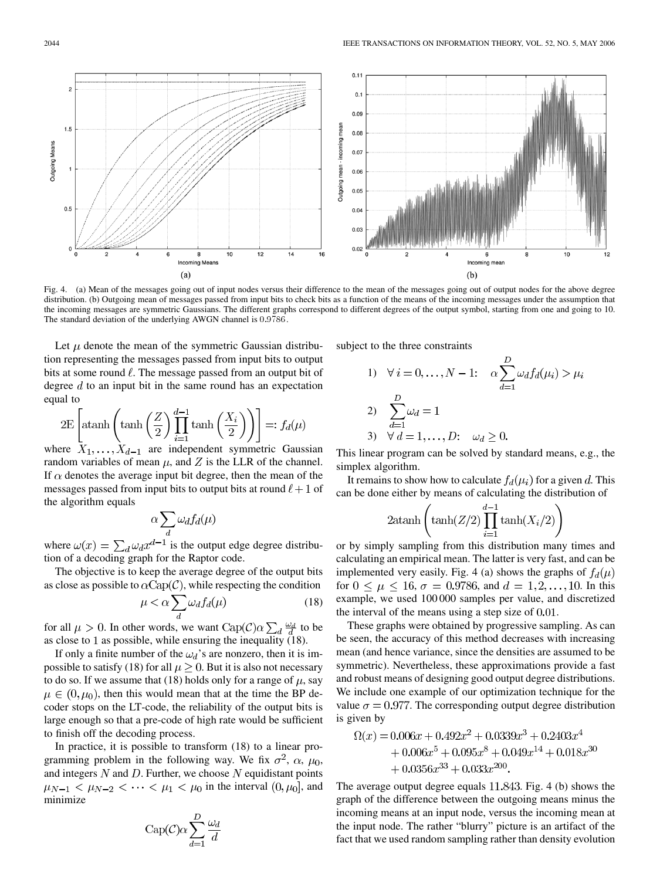Fig. 4. (a) Mean of the messages going out of input nodes versus their difference to the mean of the messages going out of output nodes for the above degree distribution. (b) Outgoing mean of messages passed from input bits to check bits as a function of the means of the incoming messages under the assumption that the incoming messages are symmetric Gaussians. The different graphs correspond to different degrees of the output symbol, starting from one and going to 10. The standard deviation of the underlying AWGN channel is 0.9786.

Let $\mu$ denote the mean of the symmetric Gaussian distribution representing the messages passed from input bits to output bits at some round $\ell$. The message passed from an output bit of degree $d$ to an input bit in the same round has an expectation equal to

$$2\mathrm{E}\left[\operatorname{atanh}\left(\tanh\left(\frac{Z}{2}\right)\prod_{i=1}^{d-1}\tanh\left(\frac{X_i}{2}\right)\right)\right] =: f_d(\mu)$$

where $X_1, \ldots, X_{d-1}$ are independent symmetric Gaussian random variables of mean $\mu$, and $Z$ is the LLR of the channel. If $\alpha$ denotes the average input bit degree, then the mean of the messages passed from input bits to output bits at round $\ell + 1$ of the algorithm equals

$$\alpha \sum_d \omega_d f_d(\mu)$$

where $\omega(x) = \sum_d \omega_d x^{d-1}$ is the output edge degree distribution of a decoding graph for the Raptor code.

The objective is to keep the average degree of the output bits as close as possible to $\alpha \mathrm{Cap}(\mathcal{C})$, while respecting the condition

$$\mu < \alpha \sum_d \omega_d f_d(\mu) \tag{18}$$

for all $\mu > 0$. In other words, we want $\mathrm{Cap}(\mathcal{C})\alpha \sum_d \frac{\omega_d}{d}$ to be as close to 1 as possible, while ensuring the inequality (18).

If only a finite number of the $\omega_d$'s are nonzero, then it is impossible to satisfy (18) for all $\mu \geq 0$. But it is also not necessary to do so. If we assume that (18) holds only for a range of $\mu$, say $\mu \in (0, \mu_0)$, then this would mean that at the time the BP decoder stops on the LT-code, the reliability of the output bits is large enough so that a pre-code of high rate would be sufficient to finish off the decoding process.

In practice, it is possible to transform (18) to a linear programming problem in the following way. We fix $\sigma^2$, $\alpha$, $\mu_0$, and integers $N$ and $D$. Further, we choose $N$ equidistant points $\mu_{N-1} < \mu_{N-2} < \cdots < \mu_1 < \mu_0$ in the interval $(0, \mu_0]$, and minimize

$$\mathrm{Cap}(\mathcal{C})\alpha \sum_{d=1}^{D} \frac{\omega_d}{d}$$

subject to the three constraints

1) $\forall\, i = 0, \ldots, N-1$: $\quad \alpha \sum_{d=1}^{D} \omega_d f_d(\mu_i) > \mu_i$

2) $\sum_{d=1}^{D} \omega_d = 1$

3) $\forall\, d = 1, \ldots, D$: $\quad \omega_d \geq 0$.

This linear program can be solved by standard means, e.g., the simplex algorithm.

It remains to show how to calculate $f_d(\mu_i)$ for a given $d$. This can be done either by means of calculating the distribution of

$$2\operatorname{atanh}\left(\tanh(Z/2)\prod_{i=1}^{d-1}\tanh(X_i/2)\right)$$

or by simply sampling from this distribution many times and calculating an empirical mean. The latter is very fast, and can be implemented very easily. Fig. 4 (a) shows the graphs of $f_d(\mu)$ for $0 \leq \mu \leq 16$, $\sigma = 0.9786$, and $d = 1, 2, \ldots, 10$. In this example, we used 100 000 samples per value, and discretized the interval of the means using a step size of 0.01.

These graphs were obtained by progressive sampling. As can be seen, the accuracy of this method decreases with increasing mean (and hence variance, since the densities are assumed to be symmetric). Nevertheless, these approximations provide a fast and robust means of designing good output degree distributions. We include one example of our optimization technique for the value $\sigma = 0.977$. The corresponding output degree distribution is given by

$$\begin{aligned}\Omega(x) = {} & 0.006x + 0.492x^2 + 0.0339x^3 + 0.2403x^4 \\ & + 0.006x^5 + 0.095x^8 + 0.049x^{14} + 0.018x^{30} \\ & + 0.0356x^{33} + 0.033x^{200}.\end{aligned}$$

The average output degree equals 11.843. Fig. 4 (b) shows the graph of the difference between the outgoing means minus the incoming means at an input node, versus the incoming mean at the input node. The rather "blurry" picture is an artifact of the fact that we used random sampling rather than density evolution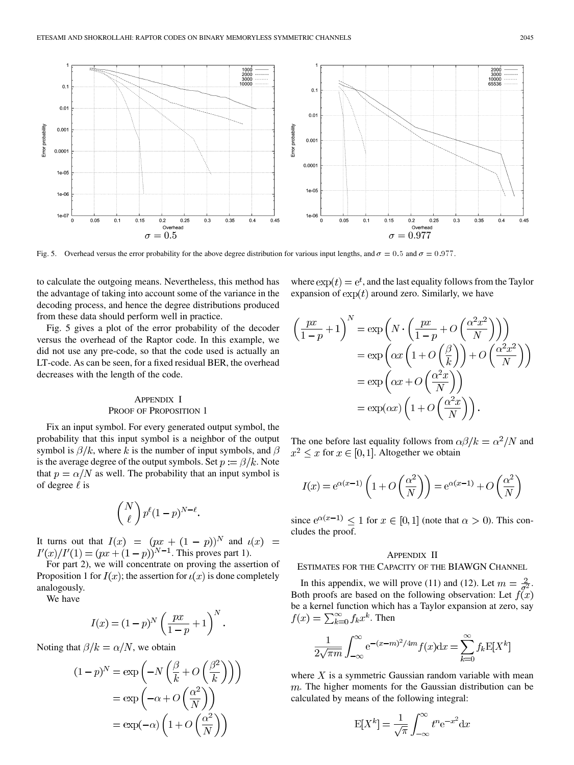Fig. 5. Overhead versus the error probability for the above degree distribution for various input lengths, and $\sigma = 0.5$ and $\sigma = 0.977$.

to calculate the outgoing means. Nevertheless, this method has the advantage of taking into account some of the variance in the decoding process, and hence the degree distributions produced from these data should perform well in practice.

Fig. 5 gives a plot of the error probability of the decoder versus the overhead of the Raptor code. In this example, we did not use any pre-code, so that the code used is actually an LT-code. As can be seen, for a fixed residual BER, the overhead decreases with the length of the code.

## Appendix I
## Proof of Proposition 1

Fix an input symbol. For every generated output symbol, the probability that this input symbol is a neighbor of the output symbol is $\beta/k$, where $k$ is the number of input symbols, and $\beta$ is the average degree of the output symbols. Set $p := \beta/k$. Note that $p = \alpha/N$ as well. The probability that an input symbol is of degree $\ell$ is

$$\binom{N}{\ell} p^{\ell}(1-p)^{N-\ell}.$$

It turns out that $I(x) = (px + (1-p))^N$ and $\iota(x) = I'(x)/I'(1) = (px + (1-p))^{N-1}$. This proves part 1).

For part 2), we will concentrate on proving the assertion of Proposition 1 for $I(x)$; the assertion for $\iota(x)$ is done completely analogously.

We have

$$I(x) = (1-p)^N \left(\frac{px}{1-p} + 1\right)^N.$$

Noting that $\beta/k = \alpha/N$, we obtain

$$\begin{aligned}
(1-p)^N &= \exp\left(-N\left(\frac{\beta}{k} + O\left(\frac{\beta^2}{k}\right)\right)\right) \\
&= \exp\left(-\alpha + O\left(\frac{\alpha^2}{N}\right)\right) \\
&= \exp(-\alpha)\left(1 + O\left(\frac{\alpha^2}{N}\right)\right)
\end{aligned}$$

where $\exp(t) = \mathrm{e}^t$, and the last equality follows from the Taylor expansion of $\exp(t)$ around zero. Similarly, we have

$$\begin{aligned}
\left(\frac{px}{1-p} + 1\right)^N &= \exp\left(N \cdot \left(\frac{px}{1-p} + O\left(\frac{\alpha^2 x^2}{N}\right)\right)\right) \\
&= \exp\left(\alpha x\left(1 + O\left(\frac{\beta}{k}\right)\right) + O\left(\frac{\alpha^2 x^2}{N}\right)\right) \\
&= \exp\left(\alpha x + O\left(\frac{\alpha^2 x}{N}\right)\right) \\
&= \exp(\alpha x)\left(1 + O\left(\frac{\alpha^2 x}{N}\right)\right).
\end{aligned}$$

The one before last equality follows from $\alpha\beta/k = \alpha^2/N$ and $x^2 \le x$ for $x \in [0,1]$. Altogether we obtain

$$I(x) = \mathrm{e}^{\alpha(x-1)}\left(1 + O\left(\frac{\alpha^2}{N}\right)\right) = \mathrm{e}^{\alpha(x-1)} + O\left(\frac{\alpha^2}{N}\right)$$

since $\mathrm{e}^{\alpha(x-1)} \le 1$ for $x \in [0,1]$ (note that $\alpha > 0$). This concludes the proof.

## Appendix II
## Estimates for the Capacity of the BIAWGN Channel

In this appendix, we will prove (11) and (12). Let $m = \frac{2}{\sigma^2}$. Both proofs are based on the following observation: Let $f(x)$ be a kernel function which has a Taylor expansion at zero, say $f(x) = \sum_{k=0}^{\infty} f_k x^k$. Then

$$\frac{1}{2\sqrt{\pi m}} \int_{-\infty}^{\infty} \mathrm{e}^{-(x-m)^2/4m} f(x) \mathrm{d}x = \sum_{k=0}^{\infty} f_k \mathrm{E}[X^k]$$

where $X$ is a symmetric Gaussian random variable with mean $m$. The higher moments for the Gaussian distribution can be calculated by means of the following integral:

$$\mathrm{E}[X^k] = \frac{1}{\sqrt{\pi}} \int_{-\infty}^{\infty} t^n \mathrm{e}^{-x^2} \mathrm{d}x$$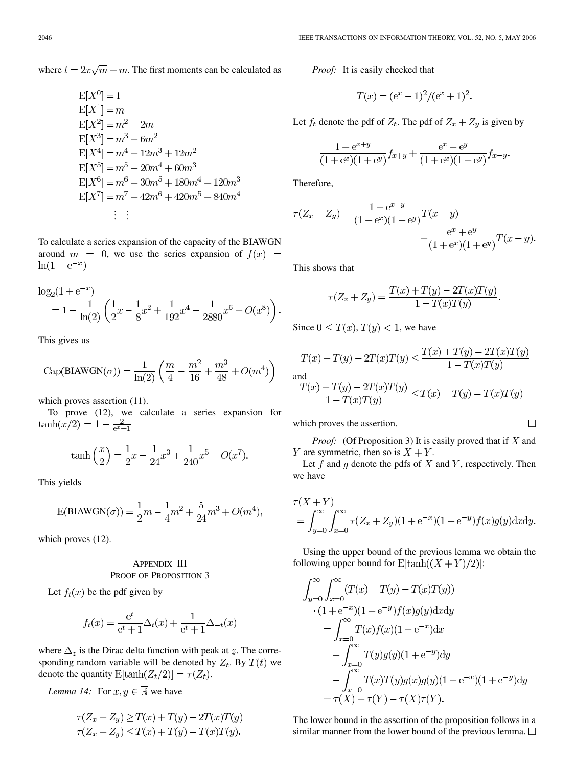where $t = 2x\sqrt{m} + m$. The first moments can be calculated as

$$
\begin{aligned}
\mathrm{E}[X^0] &= 1 \\
\mathrm{E}[X^1] &= m \\
\mathrm{E}[X^2] &= m^2 + 2m \\
\mathrm{E}[X^3] &= m^3 + 6m^2 \\
\mathrm{E}[X^4] &= m^4 + 12m^3 + 12m^2 \\
\mathrm{E}[X^5] &= m^5 + 20m^4 + 60m^3 \\
\mathrm{E}[X^6] &= m^6 + 30m^5 + 180m^4 + 120m^3 \\
\mathrm{E}[X^7] &= m^7 + 42m^6 + 420m^5 + 840m^4 \\
&\vdots \quad \vdots
\end{aligned}
$$

To calculate a series expansion of the capacity of the BIAWGN around $m = 0$, we use the series expansion of $f(x) = \ln(1 + \mathrm{e}^{-x})$

$$
\log_2(1 + \mathrm{e}^{-x}) = 1 - \frac{1}{\ln(2)}\left(\frac{1}{2}x - \frac{1}{8}x^2 + \frac{1}{192}x^4 - \frac{1}{2880}x^6 + O(x^8)\right).
$$

This gives us

$$
\mathrm{Cap}(\mathrm{BIAWGN}(\sigma)) = \frac{1}{\ln(2)}\left(\frac{m}{4} - \frac{m^2}{16} + \frac{m^3}{48} + O(m^4)\right)
$$

which proves assertion (11).

To prove (12), we calculate a series expansion for $\tanh(x/2) = 1 - \frac{2}{\mathrm{e}^x + 1}$

$$
\tanh\left(\frac{x}{2}\right) = \frac{1}{2}x - \frac{1}{24}x^3 + \frac{1}{240}x^5 + O(x^7).
$$

This yields

$$
\mathrm{E}(\mathrm{BIAWGN}(\sigma)) = \frac{1}{2}m - \frac{1}{4}m^2 + \frac{5}{24}m^3 + O(m^4),
$$

which proves (12).

## Appendix III
## Proof of Proposition 3

Let $f_t(x)$ be the pdf given by

$$
f_t(x) = \frac{\mathrm{e}^t}{\mathrm{e}^t + 1}\Delta_t(x) + \frac{1}{\mathrm{e}^t + 1}\Delta_{-t}(x)
$$

where $\Delta_z$ is the Dirac delta function with peak at $z$. The corresponding random variable will be denoted by $Z_t$. By $T(t)$ we denote the quantity $\mathrm{E}[\tanh(Z_t/2)] = \tau(Z_t)$.

*Lemma 14:* For $x, y \in \overline{\mathbb{R}}$ we have

$$
\begin{aligned}
\tau(Z_x + Z_y) &\geq T(x) + T(y) - 2T(x)T(y) \\
\tau(Z_x + Z_y) &\leq T(x) + T(y) - T(x)T(y).
\end{aligned}
$$

*Proof:* It is easily checked that

$$
T(x) = (\mathrm{e}^x - 1)^2/(\mathrm{e}^x + 1)^2.
$$

Let $f_t$ denote the pdf of $Z_t$. The pdf of $Z_x + Z_y$ is given by

$$
\frac{1 + \mathrm{e}^{x+y}}{(1 + \mathrm{e}^x)(1 + \mathrm{e}^y)} f_{x+y} + \frac{\mathrm{e}^x + \mathrm{e}^y}{(1 + \mathrm{e}^x)(1 + \mathrm{e}^y)} f_{x-y}.
$$

Therefore,

$$
\tau(Z_x + Z_y) = \frac{1 + \mathrm{e}^{x+y}}{(1 + \mathrm{e}^x)(1 + \mathrm{e}^y)} T(x + y) + \frac{\mathrm{e}^x + \mathrm{e}^y}{(1 + \mathrm{e}^x)(1 + \mathrm{e}^y)} T(x - y).
$$

This shows that

$$
\tau(Z_x + Z_y) = \frac{T(x) + T(y) - 2T(x)T(y)}{1 - T(x)T(y)}.
$$

Since $0 \leq T(x), T(y) < 1$, we have

$$
T(x) + T(y) - 2T(x)T(y) \leq \frac{T(x) + T(y) - 2T(x)T(y)}{1 - T(x)T(y)}
$$

and

$$
\frac{T(x) + T(y) - 2T(x)T(y)}{1 - T(x)T(y)} \leq T(x) + T(y) - T(x)T(y)
$$

which proves the assertion. □

*Proof:* (Of Proposition 3) It is easily proved that if $X$ and $Y$ are symmetric, then so is $X + Y$.

Let $f$ and $g$ denote the pdfs of $X$ and $Y$, respectively. Then we have

$$
\tau(X + Y) = \int_{y=0}^{\infty}\int_{x=0}^{\infty} \tau(Z_x + Z_y)(1 + \mathrm{e}^{-x})(1 + \mathrm{e}^{-y}) f(x) g(y) \mathrm{d}x \mathrm{d}y.
$$

Using the upper bound of the previous lemma we obtain the following upper bound for $\mathrm{E}[\tanh((X + Y)/2)]$:

$$
\begin{aligned}
&\int_{y=0}^{\infty}\int_{x=0}^{\infty} (T(x) + T(y) - T(x)T(y)) \\
&\quad \cdot (1 + \mathrm{e}^{-x})(1 + \mathrm{e}^{-y}) f(x) g(y) \mathrm{d}x \mathrm{d}y \\
&= \int_{x=0}^{\infty} T(x) f(x)(1 + \mathrm{e}^{-x}) \mathrm{d}x \\
&\quad + \int_{x=0}^{\infty} T(y) g(y)(1 + \mathrm{e}^{-y}) \mathrm{d}y \\
&\quad - \int_{x=0}^{\infty} T(x)T(y) g(x) g(y)(1 + \mathrm{e}^{-x})(1 + \mathrm{e}^{-y}) \mathrm{d}y \\
&= \tau(X) + \tau(Y) - \tau(X)\tau(Y).
\end{aligned}
$$

The lower bound in the assertion of the proposition follows in a similar manner from the lower bound of the previous lemma. □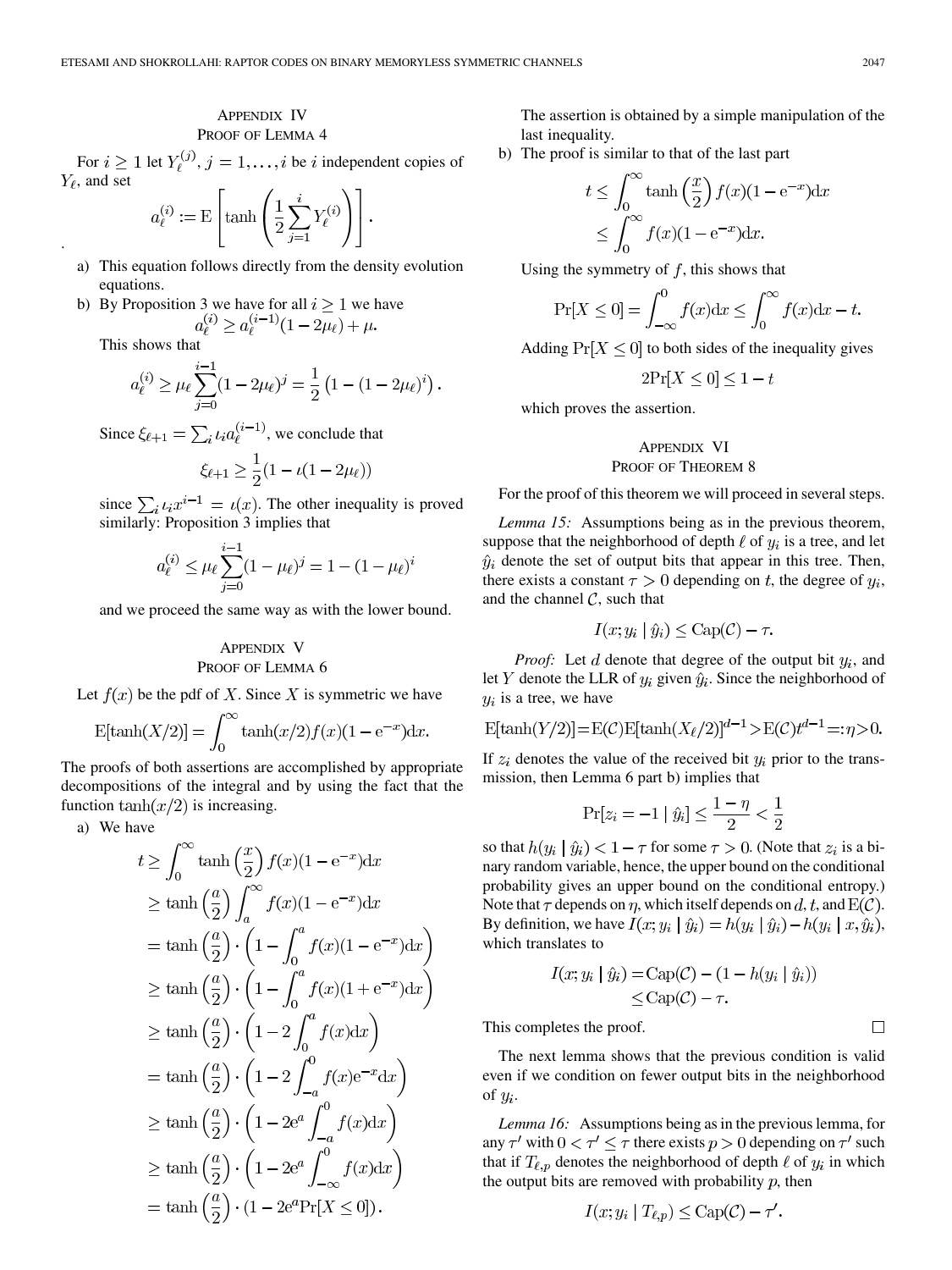## Appendix IV
### Proof of Lemma 4

For $i \geq 1$ let $Y_\ell^{(j)}, j = 1, \ldots, i$ be $i$ independent copies of $Y_\ell$, and set

$$a_\ell^{(i)} := \mathrm{E}\left[\tanh\left(\frac{1}{2}\sum_{j=1}^{i} Y_\ell^{(j)}\right)\right].$$

.

a) This equation follows directly from the density evolution equations.

b) By Proposition 3 we have for all $i \geq 1$ we have

$$a_\ell^{(i)} \geq a_\ell^{(i-1)}(1 - 2\mu_\ell) + \mu.$$

This shows that

$$a_\ell^{(i)} \geq \mu_\ell \sum_{j=0}^{i-1}(1-2\mu_\ell)^j = \frac{1}{2}\left(1 - (1-2\mu_\ell)^i\right).$$

Since $\xi_{\ell+1} = \sum_i \iota_i a_\ell^{(i-1)}$, we conclude that

$$\xi_{\ell+1} \geq \frac{1}{2}(1 - \iota(1 - 2\mu_\ell))$$

since $\sum_i \iota_i x^{i-1} = \iota(x)$. The other inequality is proved similarly: Proposition 3 implies that

$$a_\ell^{(i)} \leq \mu_\ell \sum_{j=0}^{i-1}(1-\mu_\ell)^j = 1 - (1-\mu_\ell)^i$$

and we proceed the same way as with the lower bound.

## Appendix V
### Proof of Lemma 6

Let $f(x)$ be the pdf of $X$. Since $X$ is symmetric we have

$$\mathrm{E}[\tanh(X/2)] = \int_0^\infty \tanh(x/2) f(x)(1 - \mathrm{e}^{-x})\mathrm{d}x.$$

The proofs of both assertions are accomplished by appropriate decompositions of the integral and by using the fact that the function $\tanh(x/2)$ is increasing.

a) We have

$$\begin{aligned}
t &\geq \int_0^\infty \tanh\left(\frac{x}{2}\right) f(x)(1-\mathrm{e}^{-x})\mathrm{d}x \\
&\geq \tanh\left(\frac{a}{2}\right)\int_a^\infty f(x)(1-\mathrm{e}^{-x})\mathrm{d}x \\
&= \tanh\left(\frac{a}{2}\right)\cdot\left(1 - \int_0^a f(x)(1-\mathrm{e}^{-x})\mathrm{d}x\right) \\
&\geq \tanh\left(\frac{a}{2}\right)\cdot\left(1 - \int_0^a f(x)(1+\mathrm{e}^{-x})\mathrm{d}x\right) \\
&\geq \tanh\left(\frac{a}{2}\right)\cdot\left(1 - 2\int_0^a f(x)\mathrm{d}x\right) \\
&= \tanh\left(\frac{a}{2}\right)\cdot\left(1 - 2\int_{-a}^0 f(x)\mathrm{e}^{-x}\mathrm{d}x\right) \\
&\geq \tanh\left(\frac{a}{2}\right)\cdot\left(1 - 2\mathrm{e}^a\int_{-a}^0 f(x)\mathrm{d}x\right) \\
&\geq \tanh\left(\frac{a}{2}\right)\cdot\left(1 - 2\mathrm{e}^a\int_{-\infty}^0 f(x)\mathrm{d}x\right) \\
&= \tanh\left(\frac{a}{2}\right)\cdot\left(1 - 2\mathrm{e}^a\Pr[X \leq 0]\right).
\end{aligned}$$

The assertion is obtained by a simple manipulation of the last inequality.

b) The proof is similar to that of the last part

$$\begin{aligned}
t &\leq \int_0^\infty \tanh\left(\frac{x}{2}\right) f(x)(1-\mathrm{e}^{-x})\mathrm{d}x \\
&\leq \int_0^\infty f(x)(1-\mathrm{e}^{-x})\mathrm{d}x.
\end{aligned}$$

Using the symmetry of $f$, this shows that

$$\Pr[X \leq 0] = \int_{-\infty}^0 f(x)\mathrm{d}x \leq \int_0^\infty f(x)\mathrm{d}x - t.$$

Adding $\Pr[X \leq 0]$ to both sides of the inequality gives

$$2\Pr[X \leq 0] \leq 1 - t$$

which proves the assertion.

## Appendix VI
### Proof of Theorem 8

For the proof of this theorem we will proceed in several steps.

*Lemma 15:* Assumptions being as in the previous theorem, suppose that the neighborhood of depth $\ell$ of $y_i$ is a tree, and let $\hat{y}_i$ denote the set of output bits that appear in this tree. Then, there exists a constant $\tau > 0$ depending on $t$, the degree of $y_i$, and the channel $\mathcal{C}$, such that

$$I(x; y_i \mid \hat{y}_i) \leq \mathrm{Cap}(\mathcal{C}) - \tau.$$

*Proof:* Let $d$ denote that degree of the output bit $y_i$, and let $Y$ denote the LLR of $y_i$ given $\hat{y}_i$. Since the neighborhood of $y_i$ is a tree, we have

$$\mathrm{E}[\tanh(Y/2)] = \mathrm{E}(\mathcal{C})\mathrm{E}[\tanh(X_\ell/2)]^{d-1} > \mathrm{E}(\mathcal{C})t^{d-1} =: \eta > 0.$$

If $z_i$ denotes the value of the received bit $y_i$ prior to the transmission, then Lemma 6 part b) implies that

$$\Pr[z_i = -1 \mid \hat{y}_i] \leq \frac{1-\eta}{2} < \frac{1}{2}$$

so that $h(y_i \mid \hat{y}_i) < 1 - \tau$ for some $\tau > 0$. (Note that $z_i$ is a binary random variable, hence, the upper bound on the conditional probability gives an upper bound on the conditional entropy.) Note that $\tau$ depends on $\eta$, which itself depends on $d$, $t$, and $\mathrm{E}(\mathcal{C})$. By definition, we have $I(x; y_i \mid \hat{y}_i) = h(y_i \mid \hat{y}_i) - h(y_i \mid x, \hat{y}_i)$, which translates to

$$\begin{aligned}
I(x; y_i \mid \hat{y}_i) &= \mathrm{Cap}(\mathcal{C}) - (1 - h(y_i \mid \hat{y}_i)) \\
&\leq \mathrm{Cap}(\mathcal{C}) - \tau.
\end{aligned}$$

This completes the proof. □

The next lemma shows that the previous condition is valid even if we condition on fewer output bits in the neighborhood of $y_i$.

*Lemma 16:* Assumptions being as in the previous lemma, for any $\tau'$ with $0 < \tau' \leq \tau$ there exists $p > 0$ depending on $\tau'$ such that if $T_{\ell,p}$ denotes the neighborhood of depth $\ell$ of $y_i$ in which the output bits are removed with probability $p$, then

$$I(x; y_i \mid T_{\ell,p}) \leq \mathrm{Cap}(\mathcal{C}) - \tau'.$$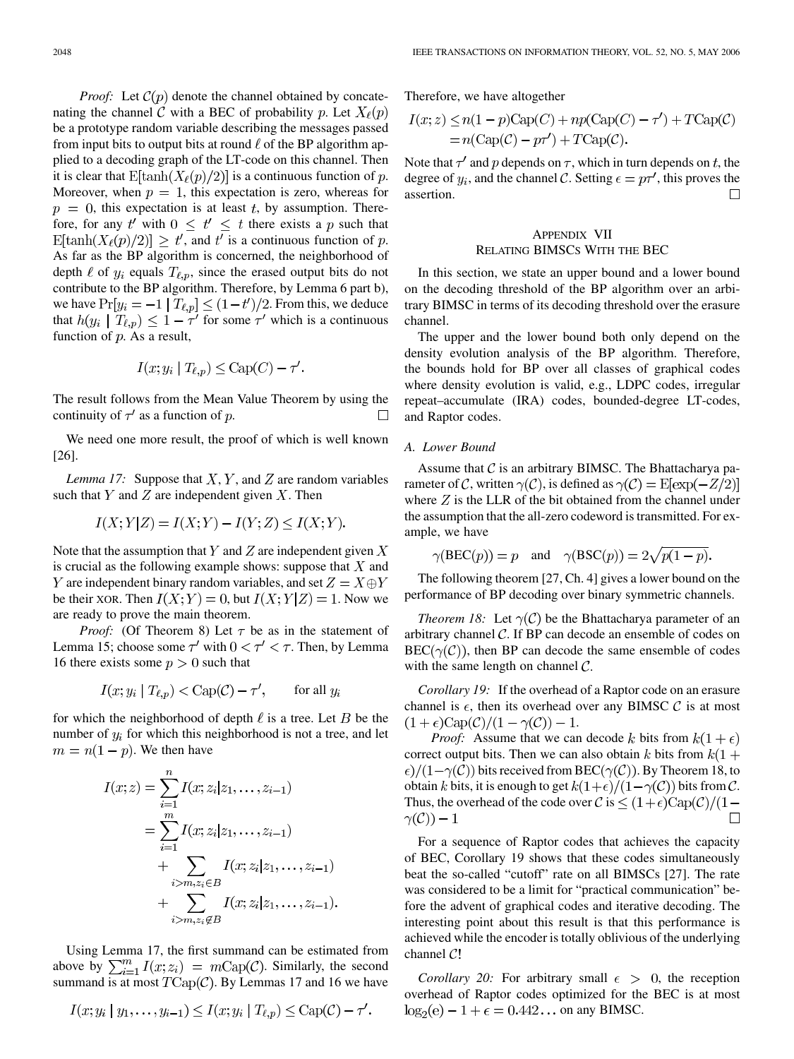*Proof:* Let $\mathcal{C}(p)$ denote the channel obtained by concatenating the channel $\mathcal{C}$ with a BEC of probability $p$. Let $X_\ell(p)$ be a prototype random variable describing the messages passed from input bits to output bits at round $\ell$ of the BP algorithm applied to a decoding graph of the LT-code on this channel. Then it is clear that $\mathrm{E}[\tanh(X_\ell(p)/2)]$ is a continuous function of $p$. Moreover, when $p = 1$, this expectation is zero, whereas for $p = 0$, this expectation is at least $t$, by assumption. Therefore, for any $t'$ with $0 \leq t' \leq t$ there exists a $p$ such that $\mathrm{E}[\tanh(X_\ell(p)/2)] \geq t'$, and $t'$ is a continuous function of $p$. As far as the BP algorithm is concerned, the neighborhood of depth $\ell$ of $y_i$ equals $T_{\ell,p}$, since the erased output bits do not contribute to the BP algorithm. Therefore, by Lemma 6 part b), we have $\Pr[y_i = -1 \mid T_{\ell,p}] \leq (1-t')/2$. From this, we deduce that $h(y_i \mid T_{\ell,p}) \leq 1 - \tau'$ for some $\tau'$ which is a continuous function of $p$. As a result,

$$I(x; y_i \mid T_{\ell,p}) \leq \mathrm{Cap}(C) - \tau'.$$

The result follows from the Mean Value Theorem by using the continuity of $\tau'$ as a function of $p$. $\square$

We need one more result, the proof of which is well known [26].

*Lemma 17:* Suppose that $X, Y$, and $Z$ are random variables such that $Y$ and $Z$ are independent given $X$. Then

$$I(X;Y|Z) = I(X;Y) - I(Y;Z) \leq I(X;Y).$$

Note that the assumption that $Y$ and $Z$ are independent given $X$ is crucial as the following example shows: suppose that $X$ and $Y$ are independent binary random variables, and set $Z = X \oplus Y$ be their XOR. Then $I(X;Y) = 0$, but $I(X;Y|Z) = 1$. Now we are ready to prove the main theorem.

*Proof:* (Of Theorem 8) Let $\tau$ be as in the statement of Lemma 15; choose some $\tau'$ with $0 < \tau' < \tau$. Then, by Lemma 16 there exists some $p > 0$ such that

$$I(x; y_i \mid T_{\ell,p}) < \mathrm{Cap}(\mathcal{C}) - \tau', \qquad \text{for all } y_i$$

for which the neighborhood of depth $\ell$ is a tree. Let $B$ be the number of $y_i$ for which this neighborhood is not a tree, and let $m = n(1-p)$. We then have

$$\begin{aligned} I(x;z) &= \sum_{i=1}^{n} I(x; z_i | z_1, \ldots, z_{i-1}) \\ &= \sum_{i=1}^{m} I(x; z_i | z_1, \ldots, z_{i-1}) \\ &\quad + \sum_{i>m, z_i \in B} I(x; z_i | z_1, \ldots, z_{i-1}) \\ &\quad + \sum_{i>m, z_i \notin B} I(x; z_i | z_1, \ldots, z_{i-1}). \end{aligned}$$

Using Lemma 17, the first summand can be estimated from above by $\sum_{i=1}^{m} I(x; z_i) = m\mathrm{Cap}(\mathcal{C})$. Similarly, the second summand is at most $T\mathrm{Cap}(\mathcal{C})$. By Lemmas 17 and 16 we have

$$I(x; y_i \mid y_1, \ldots, y_{i-1}) \leq I(x; y_i \mid T_{\ell,p}) \leq \mathrm{Cap}(\mathcal{C}) - \tau'.$$

Therefore, we have altogether

$$\begin{aligned} I(x;z) &\leq n(1-p)\mathrm{Cap}(\mathcal{C}) + np(\mathrm{Cap}(\mathcal{C}) - \tau') + T\mathrm{Cap}(\mathcal{C}) \\ &= n(\mathrm{Cap}(\mathcal{C}) - p\tau') + T\mathrm{Cap}(\mathcal{C}). \end{aligned}$$

Note that $\tau'$ and $p$ depends on $\tau$, which in turn depends on $t$, the degree of $y_i$, and the channel $\mathcal{C}$. Setting $\epsilon = p\tau'$, this proves the assertion. $\square$

## Appendix VII
## Relating BIMSCs With the BEC

In this section, we state an upper bound and a lower bound on the decoding threshold of the BP algorithm over an arbitrary BIMSC in terms of its decoding threshold over the erasure channel.

The upper and the lower bound both only depend on the density evolution analysis of the BP algorithm. Therefore, the bounds hold for BP over all classes of graphical codes where density evolution is valid, e.g., LDPC codes, irregular repeat–accumulate (IRA) codes, bounded-degree LT-codes, and Raptor codes.

### A. Lower Bound

Assume that $\mathcal{C}$ is an arbitrary BIMSC. The Bhattacharya parameter of $\mathcal{C}$, written $\gamma(\mathcal{C})$, is defined as $\gamma(\mathcal{C}) = \mathrm{E}[\exp(-Z/2)]$ where $Z$ is the LLR of the bit obtained from the channel under the assumption that the all-zero codeword is transmitted. For example, we have

$$\gamma(\mathrm{BEC}(p)) = p \quad \text{and} \quad \gamma(\mathrm{BSC}(p)) = 2\sqrt{p(1-p)}.$$

The following theorem [27, Ch. 4] gives a lower bound on the performance of BP decoding over binary symmetric channels.

*Theorem 18:* Let $\gamma(\mathcal{C})$ be the Bhattacharya parameter of an arbitrary channel $\mathcal{C}$. If BP can decode an ensemble of codes on $\mathrm{BEC}(\gamma(\mathcal{C}))$, then BP can decode the same ensemble of codes with the same length on channel $\mathcal{C}$.

*Corollary 19:* If the overhead of a Raptor code on an erasure channel is $\epsilon$, then its overhead over any BIMSC $\mathcal{C}$ is at most $(1+\epsilon)\mathrm{Cap}(\mathcal{C})/(1-\gamma(\mathcal{C})) - 1$.

*Proof:* Assume that we can decode $k$ bits from $k(1+\epsilon)$ correct output bits. Then we can also obtain $k$ bits from $k(1+\epsilon)/(1-\gamma(\mathcal{C}))$ bits received from $\mathrm{BEC}(\gamma(\mathcal{C}))$. By Theorem 18, to obtain $k$ bits, it is enough to get $k(1+\epsilon)/(1-\gamma(\mathcal{C}))$ bits from $\mathcal{C}$. Thus, the overhead of the code over $\mathcal{C}$ is $\leq (1+\epsilon)\mathrm{Cap}(\mathcal{C})/(1-\gamma(\mathcal{C})) - 1$ $\square$

For a sequence of Raptor codes that achieves the capacity of BEC, Corollary 19 shows that these codes simultaneously beat the so-called "cutoff" rate on all BIMSCs [27]. The rate was considered to be a limit for "practical communication" before the advent of graphical codes and iterative decoding. The interesting point about this result is that this performance is achieved while the encoder is totally oblivious of the underlying channel $\mathcal{C}$!

*Corollary 20:* For arbitrary small $\epsilon > 0$, the reception overhead of Raptor codes optimized for the BEC is at most $\log_2(\mathrm{e}) - 1 + \epsilon = 0.442\ldots$ on any BIMSC.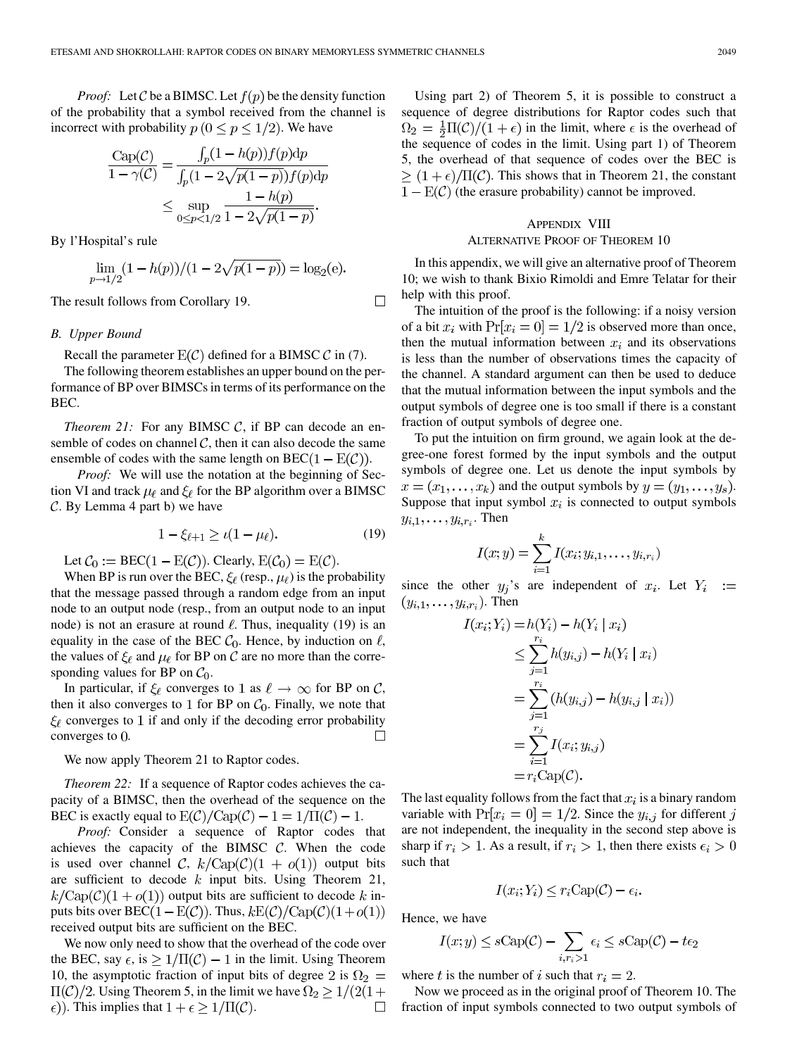*Proof:* Let $\mathcal{C}$ be a BIMSC. Let $f(p)$ be the density function of the probability that a symbol received from the channel is incorrect with probability $p$ $(0 \leq p \leq 1/2)$. We have

$$\frac{\mathrm{Cap}(\mathcal{C})}{1-\gamma(\mathcal{C})} = \frac{\int_p (1-h(p)) f(p) \mathrm{d}p}{\int_p (1-2\sqrt{p(1-p)}) f(p) \mathrm{d}p} \leq \sup_{0 \leq p < 1/2} \frac{1-h(p)}{1-2\sqrt{p(1-p)}}.$$

By l'Hospital's rule

$$\lim_{p \to 1/2} (1-h(p))/(1-2\sqrt{p(1-p)}) = \log_2(\mathrm{e}).$$

The result follows from Corollary 19. □

### B. Upper Bound

Recall the parameter $\mathrm{E}(\mathcal{C})$ defined for a BIMSC $\mathcal{C}$ in (7).

The following theorem establishes an upper bound on the performance of BP over BIMSCs in terms of its performance on the BEC.

*Theorem 21:* For any BIMSC $\mathcal{C}$, if BP can decode an ensemble of codes on channel $\mathcal{C}$, then it can also decode the same ensemble of codes with the same length on $\mathrm{BEC}(1-\mathrm{E}(\mathcal{C}))$.

*Proof:* We will use the notation at the beginning of Section VI and track $\mu_\ell$ and $\xi_\ell$ for the BP algorithm over a BIMSC $\mathcal{C}$. By Lemma 4 part b) we have

$$1 - \xi_{\ell+1} \geq \iota(1-\mu_\ell). \tag{19}$$

Let $\mathcal{C}_0 := \mathrm{BEC}(1-\mathrm{E}(\mathcal{C}))$. Clearly, $\mathrm{E}(\mathcal{C}_0) = \mathrm{E}(\mathcal{C})$.

When BP is run over the BEC, $\xi_\ell$ (resp., $\mu_\ell$) is the probability that the message passed through a random edge from an input node to an output node (resp., from an output node to an input node) is not an erasure at round $\ell$. Thus, inequality (19) is an equality in the case of the BEC $\mathcal{C}_0$. Hence, by induction on $\ell$, the values of $\xi_\ell$ and $\mu_\ell$ for BP on $\mathcal{C}$ are no more than the corresponding values for BP on $\mathcal{C}_0$.

In particular, if $\xi_\ell$ converges to 1 as $\ell \to \infty$ for BP on $\mathcal{C}$, then it also converges to 1 for BP on $\mathcal{C}_0$. Finally, we note that $\xi_\ell$ converges to 1 if and only if the decoding error probability converges to 0. □

We now apply Theorem 21 to Raptor codes.

*Theorem 22:* If a sequence of Raptor codes achieves the capacity of a BIMSC, then the overhead of the sequence on the BEC is exactly equal to $\mathrm{E}(\mathcal{C})/\mathrm{Cap}(\mathcal{C}) - 1 = 1/\Pi(\mathcal{C}) - 1$.

*Proof:* Consider a sequence of Raptor codes that achieves the capacity of the BIMSC $\mathcal{C}$. When the code is used over channel $\mathcal{C}$, $k/\mathrm{Cap}(\mathcal{C})(1+o(1))$ output bits are sufficient to decode $k$ input bits. Using Theorem 21, $k/\mathrm{Cap}(\mathcal{C})(1+o(1))$ output bits are sufficient to decode $k$ inputs bits over $\mathrm{BEC}(1-\mathrm{E}(\mathcal{C}))$. Thus, $k\mathrm{E}(\mathcal{C})/\mathrm{Cap}(\mathcal{C})(1+o(1))$ received output bits are sufficient on the BEC.

We now only need to show that the overhead of the code over the BEC, say $\epsilon$, is $\geq 1/\Pi(\mathcal{C}) - 1$ in the limit. Using Theorem 10, the asymptotic fraction of input bits of degree 2 is $\Omega_2 = \Pi(\mathcal{C})/2$. Using Theorem 5, in the limit we have $\Omega_2 \geq 1/(2(1+\epsilon))$. This implies that $1+\epsilon \geq 1/\Pi(\mathcal{C})$. □

Using part 2) of Theorem 5, it is possible to construct a sequence of degree distributions for Raptor codes such that $\Omega_2 = \frac{1}{2}\Pi(\mathcal{C})/(1+\epsilon)$ in the limit, where $\epsilon$ is the overhead of the sequence of codes in the limit. Using part 1) of Theorem 5, the overhead of that sequence of codes over the BEC is $\geq (1+\epsilon)/\Pi(\mathcal{C})$. This shows that in Theorem 21, the constant $1 - \mathrm{E}(\mathcal{C})$ (the erasure probability) cannot be improved.

## Appendix VIII
## Alternative Proof of Theorem 10

In this appendix, we will give an alternative proof of Theorem 10; we wish to thank Bixio Rimoldi and Emre Telatar for their help with this proof.

The intuition of the proof is the following: if a noisy version of a bit $x_i$ with $\Pr[x_i = 0] = 1/2$ is observed more than once, then the mutual information between $x_i$ and its observations is less than the number of observations times the capacity of the channel. A standard argument can then be used to deduce that the mutual information between the input symbols and the output symbols of degree one is too small if there is a constant fraction of output symbols of degree one.

To put the intuition on firm ground, we again look at the degree-one forest formed by the input symbols and the output symbols of degree one. Let us denote the input symbols by $x = (x_1, \ldots, x_k)$ and the output symbols by $y = (y_1, \ldots, y_s)$. Suppose that input symbol $x_i$ is connected to output symbols $y_{i,1}, \ldots, y_{i,r_i}$. Then

$$I(x;y) = \sum_{i=1}^{k} I(x_i; y_{i,1}, \ldots, y_{i,r_i})$$

since the other $y_j$'s are independent of $x_i$. Let $Y_i := (y_{i,1}, \ldots, y_{i,r_i})$. Then

$$\begin{aligned}
I(x_i; Y_i) &= h(Y_i) - h(Y_i \mid x_i) \\
&\leq \sum_{j=1}^{r_i} h(y_{i,j}) - h(Y_i \mid x_i) \\
&= \sum_{j=1}^{r_i} (h(y_{i,j}) - h(y_{i,j} \mid x_i)) \\
&= \sum_{i=1}^{r_j} I(x_i; y_{i,j}) \\
&= r_i \mathrm{Cap}(\mathcal{C}).
\end{aligned}$$

The last equality follows from the fact that $x_i$ is a binary random variable with $\Pr[x_i = 0] = 1/2$. Since the $y_{i,j}$ for different $j$ are not independent, the inequality in the second step above is sharp if $r_i > 1$. As a result, if $r_i > 1$, then there exists $\epsilon_i > 0$ such that

$$I(x_i; Y_i) \leq r_i \mathrm{Cap}(\mathcal{C}) - \epsilon_i.$$

Hence, we have

$$I(x;y) \leq s\mathrm{Cap}(\mathcal{C}) - \sum_{i, r_i > 1} \epsilon_i \leq s\mathrm{Cap}(\mathcal{C}) - t\epsilon_2$$

where $t$ is the number of $i$ such that $r_i = 2$.

Now we proceed as in the original proof of Theorem 10. The fraction of input symbols connected to two output symbols of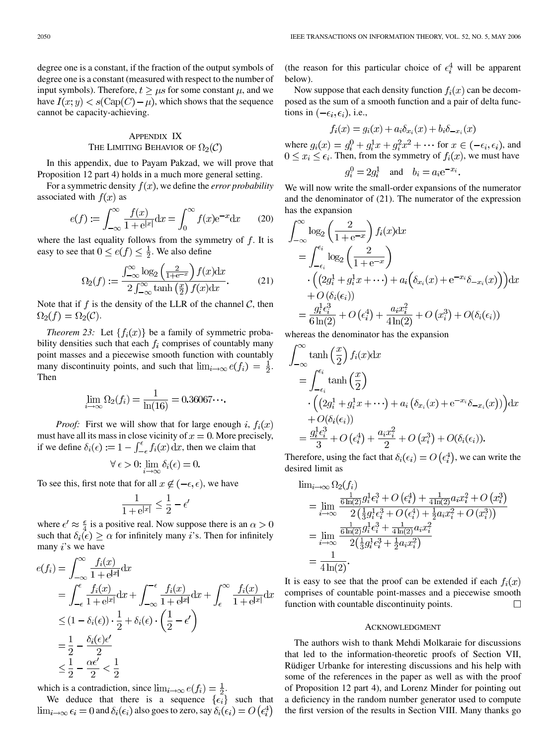degree one is a constant, if the fraction of the output symbols of degree one is a constant (measured with respect to the number of input symbols). Therefore, $t \geq \mu s$ for some constant $\mu$, and we have $I(x; y) < s(\mathrm{Cap}(C) - \mu)$, which shows that the sequence cannot be capacity-achieving.

## Appendix IX
## The Limiting Behavior of $\Omega_2(\mathcal{C})$

In this appendix, due to Payam Pakzad, we will prove that Proposition 12 part 4) holds in a much more general setting.

For a symmetric density $f(x)$, we define the *error probability* associated with $f(x)$ as

$$e(f) := \int_{-\infty}^{\infty} \frac{f(x)}{1 + \mathrm{e}^{|x|}} \mathrm{d}x = \int_{0}^{\infty} f(x) \mathrm{e}^{-x} \mathrm{d}x \tag{20}$$

where the last equality follows from the symmetry of $f$. It is easy to see that $0 \leq e(f) \leq \frac{1}{2}$. We also define

$$\Omega_2(f) := \frac{\int_{-\infty}^{\infty} \log_2\left(\frac{2}{1+\mathrm{e}^{-x}}\right) f(x) \mathrm{d}x}{2\int_{-\infty}^{\infty} \tanh\left(\frac{x}{2}\right) f(x) \mathrm{d}x}. \tag{21}$$

Note that if $f$ is the density of the LLR of the channel $\mathcal{C}$, then $\Omega_2(f) = \Omega_2(\mathcal{C})$.

*Theorem 23:* Let $\{f_i(x)\}$ be a family of symmetric probability densities such that each $f_i$ comprises of countably many point masses and a piecewise smooth function with countably many discontinuity points, and such that $\lim_{i\to\infty} e(f_i) = \frac{1}{2}$. Then

$$\lim_{i\to\infty} \Omega_2(f_i) = \frac{1}{\ln(16)} = 0.36067\cdots.$$

*Proof:* First we will show that for large enough $i$, $f_i(x)$ must have all its mass in close vicinity of $x = 0$. More precisely, if we define $\delta_i(\epsilon) := 1 - \int_{-\epsilon}^{\epsilon} f_i(x)\,\mathrm{d}x$, then we claim that

$$\forall\, \epsilon > 0\colon \lim_{i\to\infty} \delta_i(\epsilon) = 0.$$

To see this, first note that for all $x \notin (-\epsilon, \epsilon)$, we have

$$\frac{1}{1+\mathrm{e}^{|x|}} \leq \frac{1}{2} - \epsilon'$$

where $\epsilon' \approx \frac{\epsilon}{4}$ is a positive real. Now suppose there is an $\alpha > 0$ such that $\delta_i(\epsilon) \geq \alpha$ for infinitely many $i$'s. Then for infinitely many $i$'s we have

$$\begin{aligned}
e(f_i) &= \int_{-\infty}^{\infty} \frac{f_i(x)}{1+\mathrm{e}^{|x|}} \mathrm{d}x \\
&= \int_{-\epsilon}^{\epsilon} \frac{f_i(x)}{1+\mathrm{e}^{|x|}} \mathrm{d}x + \int_{-\infty}^{-\epsilon} \frac{f_i(x)}{1+\mathrm{e}^{|x|}} \mathrm{d}x + \int_{\epsilon}^{\infty} \frac{f_i(x)}{1+\mathrm{e}^{|x|}} \mathrm{d}x \\
&\leq (1 - \delta_i(\epsilon)) \cdot \frac{1}{2} + \delta_i(\epsilon) \cdot \left(\frac{1}{2} - \epsilon'\right) \\
&= \frac{1}{2} - \frac{\delta_i(\epsilon)\epsilon'}{2} \\
&\leq \frac{1}{2} - \frac{\alpha\epsilon'}{2} < \frac{1}{2}
\end{aligned}$$

which is a contradiction, since $\lim_{i\to\infty} e(f_i) = \frac{1}{2}$.

We deduce that there is a sequence $\{\epsilon_i\}$ such that $\lim_{i\to\infty} \epsilon_i = 0$ and $\delta_i(\epsilon_i)$ also goes to zero, say $\delta_i(\epsilon_i) = O\left(\epsilon_i^4\right)$ (the reason for this particular choice of $\epsilon_i^4$ will be apparent below).

Now suppose that each density function $f_i(x)$ can be decomposed as the sum of a smooth function and a pair of delta functions in $(-\epsilon_i, \epsilon_i)$, i.e.,

$$f_i(x) = g_i(x) + a_i \delta_{x_i}(x) + b_i \delta_{-x_i}(x)$$

where $g_i(x) = g_i^0 + g_i^1 x + g_i^2 x^2 + \cdots$ for $x \in (-\epsilon_i, \epsilon_i)$, and $0 \leq x_i \leq \epsilon_i$. Then, from the symmetry of $f_i(x)$, we must have

$$g_i^0 = 2g_i^1 \quad \text{and} \quad b_i = a_i \mathrm{e}^{-x_i}.$$

We will now write the small-order expansions of the numerator and the denominator of (21). The numerator of the expression has the expansion

$$\begin{aligned}
&\int_{-\infty}^{\infty} \log_2\left(\frac{2}{1+\mathrm{e}^{-x}}\right) f_i(x) \mathrm{d}x \\
&= \int_{-\epsilon_i}^{\epsilon_i} \log_2\left(\frac{2}{1+\mathrm{e}^{-x}}\right) \\
&\quad \cdot \left(\left(2g_i^1 + g_i^1 x + \cdots\right) + a_i\left(\delta_{x_i}(x) + \mathrm{e}^{-x_i}\delta_{-x_i}(x)\right)\right) \mathrm{d}x \\
&\quad + O\left(\delta_i(\epsilon_i)\right) \\
&= \frac{g_i^1 \epsilon_i^3}{6\ln(2)} + O\left(\epsilon_i^4\right) + \frac{a_i x_i^2}{4\ln(2)} + O\left(x_i^3\right) + O(\delta_i(\epsilon_i))
\end{aligned}$$

whereas the denominator has the expansion

$$\begin{aligned}
&\int_{-\infty}^{\infty} \tanh\left(\frac{x}{2}\right) f_i(x) \mathrm{d}x \\
&= \int_{-\epsilon_i}^{\epsilon_i} \tanh\left(\frac{x}{2}\right) \\
&\quad \cdot \left(\left(2g_i^1 + g_i^1 x + \cdots\right) + a_i\left(\delta_{x_i}(x) + \mathrm{e}^{-x_i}\delta_{-x_i}(x)\right)\right) \mathrm{d}x \\
&\quad + O(\delta_i(\epsilon_i)) \\
&= \frac{g_i^1 \epsilon_i^3}{3} + O\left(\epsilon_i^4\right) + \frac{a_i x_i^2}{2} + O\left(x_i^3\right) + O(\delta_i(\epsilon_i)).
\end{aligned}$$

Therefore, using the fact that $\delta_i(\epsilon_i) = O\left(\epsilon_i^4\right)$, we can write the desired limit as

$$\begin{aligned}
&\lim_{i\to\infty} \Omega_2(f_i) \\
&= \lim_{i\to\infty} \frac{\frac{1}{6\ln(2)} g_i^1 \epsilon_i^3 + O\left(\epsilon_i^4\right) + \frac{1}{4\ln(2)} a_i x_i^2 + O\left(x_i^3\right)}{2\left(\frac{1}{3} g_i^1 \epsilon_i^3 + O\left(\epsilon_i^4\right) + \frac{1}{2} a_i x_i^2 + O\left(x_i^3\right)\right)} \\
&= \lim_{i\to\infty} \frac{\frac{1}{6\ln(2)} g_i^1 \epsilon_i^3 + \frac{1}{4\ln(2)} a_i x_i^2}{2\left(\frac{1}{3} g_i^1 \epsilon_i^3 + \frac{1}{2} a_i x_i^2\right)} \\
&= \frac{1}{4\ln(2)}.
\end{aligned}$$

It is easy to see that the proof can be extended if each $f_i(x)$ comprises of countable point-masses and a piecewise smooth function with countable discontinuity points. $\square$

## Acknowledgment

The authors wish to thank Mehdi Molkaraie for discussions that led to the information-theoretic proofs of Section VII, Rüdiger Urbanke for interesting discussions and his help with some of the references in the paper as well as with the proof of Proposition 12 part 4), and Lorenz Minder for pointing out a deficiency in the random number generator used to compute the first version of the results in Section VIII. Many thanks go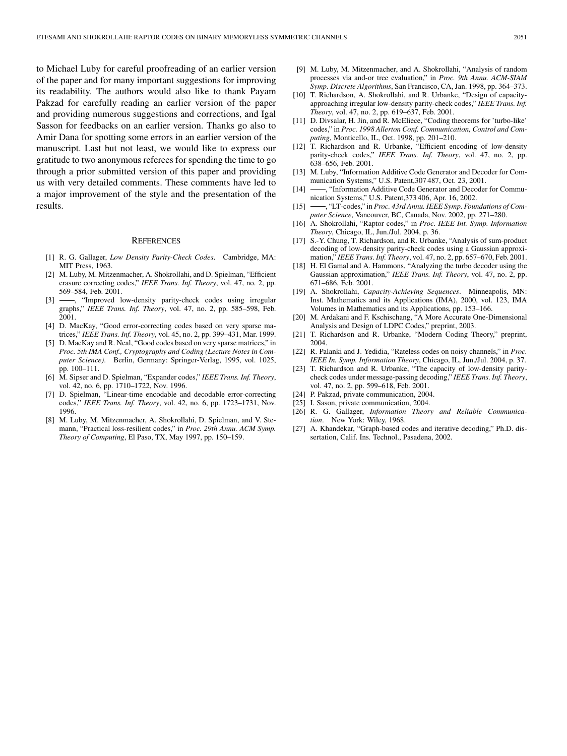to Michael Luby for careful proofreading of an earlier version of the paper and for many important suggestions for improving its readability. The authors would also like to thank Payam Pakzad for carefully reading an earlier version of the paper and providing numerous suggestions and corrections, and Igal Sasson for feedbacks on an earlier version. Thanks go also to Amir Dana for spotting some errors in an earlier version of the manuscript. Last but not least, we would like to express our gratitude to two anonymous referees for spending the time to go through a prior submitted version of this paper and providing us with very detailed comments. These comments have led to a major improvement of the style and the presentation of the results.

## References

[1] R. G. Gallager, *Low Density Parity-Check Codes*. Cambridge, MA: MIT Press, 1963.

[2] M. Luby, M. Mitzenmacher, A. Shokrollahi, and D. Spielman, "Efficient erasure correcting codes," *IEEE Trans. Inf. Theory*, vol. 47, no. 2, pp. 569–584, Feb. 2001.

[3] ——, "Improved low-density parity-check codes using irregular graphs," *IEEE Trans. Inf. Theory*, vol. 47, no. 2, pp. 585–598, Feb. 2001.

[4] D. MacKay, "Good error-correcting codes based on very sparse matrices," *IEEE Trans. Inf. Theory*, vol. 45, no. 2, pp. 399–431, Mar. 1999.

[5] D. MacKay and R. Neal, "Good codes based on very sparse matrices," in *Proc. 5th IMA Conf., Cryptography and Coding (Lecture Notes in Computer Science)*. Berlin, Germany: Springer-Verlag, 1995, vol. 1025, pp. 100–111.

[6] M. Sipser and D. Spielman, "Expander codes," *IEEE Trans. Inf. Theory*, vol. 42, no. 6, pp. 1710–1722, Nov. 1996.

[7] D. Spielman, "Linear-time encodable and decodable error-correcting codes," *IEEE Trans. Inf. Theory*, vol. 42, no. 6, pp. 1723–1731, Nov. 1996.

[8] M. Luby, M. Mitzenmacher, A. Shokrollahi, D. Spielman, and V. Stemann, "Practical loss-resilient codes," in *Proc. 29th Annu. ACM Symp. Theory of Computing*, El Paso, TX, May 1997, pp. 150–159.

[9] M. Luby, M. Mitzenmacher, and A. Shokrollahi, "Analysis of random processes via and-or tree evaluation," in *Proc. 9th Annu. ACM-SIAM Symp. Discrete Algorithms*, San Francisco, CA, Jan. 1998, pp. 364–373.

[10] T. Richardson, A. Shokrollahi, and R. Urbanke, "Design of capacity-approaching irregular low-density parity-check codes," *IEEE Trans. Inf. Theory*, vol. 47, no. 2, pp. 619–637, Feb. 2001.

[11] D. Divsalar, H. Jin, and R. McEliece, "Coding theorems for 'turbo-like' codes," in *Proc. 1998 Allerton Conf. Communication, Control and Computing*, Monticello, IL, Oct. 1998, pp. 201–210.

[12] T. Richardson and R. Urbanke, "Efficient encoding of low-density parity-check codes," *IEEE Trans. Inf. Theory*, vol. 47, no. 2, pp. 638–656, Feb. 2001.

[13] M. Luby, "Information Additive Code Generator and Decoder for Communication Systems," U.S. Patent,307 487, Oct. 23, 2001.

[14] ——, "Information Additive Code Generator and Decoder for Communication Systems," U.S. Patent,373 406, Apr. 16, 2002.

[15] ——, "LT-codes," in *Proc. 43rd Annu. IEEE Symp. Foundations of Computer Science*, Vancouver, BC, Canada, Nov. 2002, pp. 271–280.

[16] A. Shokrollahi, "Raptor codes," in *Proc. IEEE Int. Symp. Information Theory*, Chicago, IL, Jun./Jul. 2004, p. 36.

[17] S.-Y. Chung, T. Richardson, and R. Urbanke, "Analysis of sum-product decoding of low-density parity-check codes using a Gaussian approximation," *IEEE Trans. Inf. Theory*, vol. 47, no. 2, pp. 657–670, Feb. 2001.

[18] H. El Gamal and A. Hammons, "Analyzing the turbo decoder using the Gaussian approximation," *IEEE Trans. Inf. Theory*, vol. 47, no. 2, pp. 671–686, Feb. 2001.

[19] A. Shokrollahi, *Capacity-Achieving Sequences*. Minneapolis, MN: Inst. Mathematics and its Applications (IMA), 2000, vol. 123, IMA Volumes in Mathematics and its Applications, pp. 153–166.

[20] M. Ardakani and F. Kschischang, "A More Accurate One-Dimensional Analysis and Design of LDPC Codes," preprint, 2003.

[21] T. Richardson and R. Urbanke, "Modern Coding Theory," preprint, 2004.

[22] R. Palanki and J. Yedidia, "Rateless codes on noisy channels," in *Proc. IEEE In. Symp. Information Theory*, Chicago, IL, Jun./Jul. 2004, p. 37.

[23] T. Richardson and R. Urbanke, "The capacity of low-density parity-check codes under message-passing decoding," *IEEE Trans. Inf. Theory*, vol. 47, no. 2, pp. 599–618, Feb. 2001.

[24] P. Pakzad, private communication, 2004.

[25] I. Sason, private communication, 2004.

[26] R. G. Gallager, *Information Theory and Reliable Communication*. New York: Wiley, 1968.

[27] A. Khandekar, "Graph-based codes and iterative decoding," Ph.D. dissertation, Calif. Ins. Technol., Pasadena, 2002.